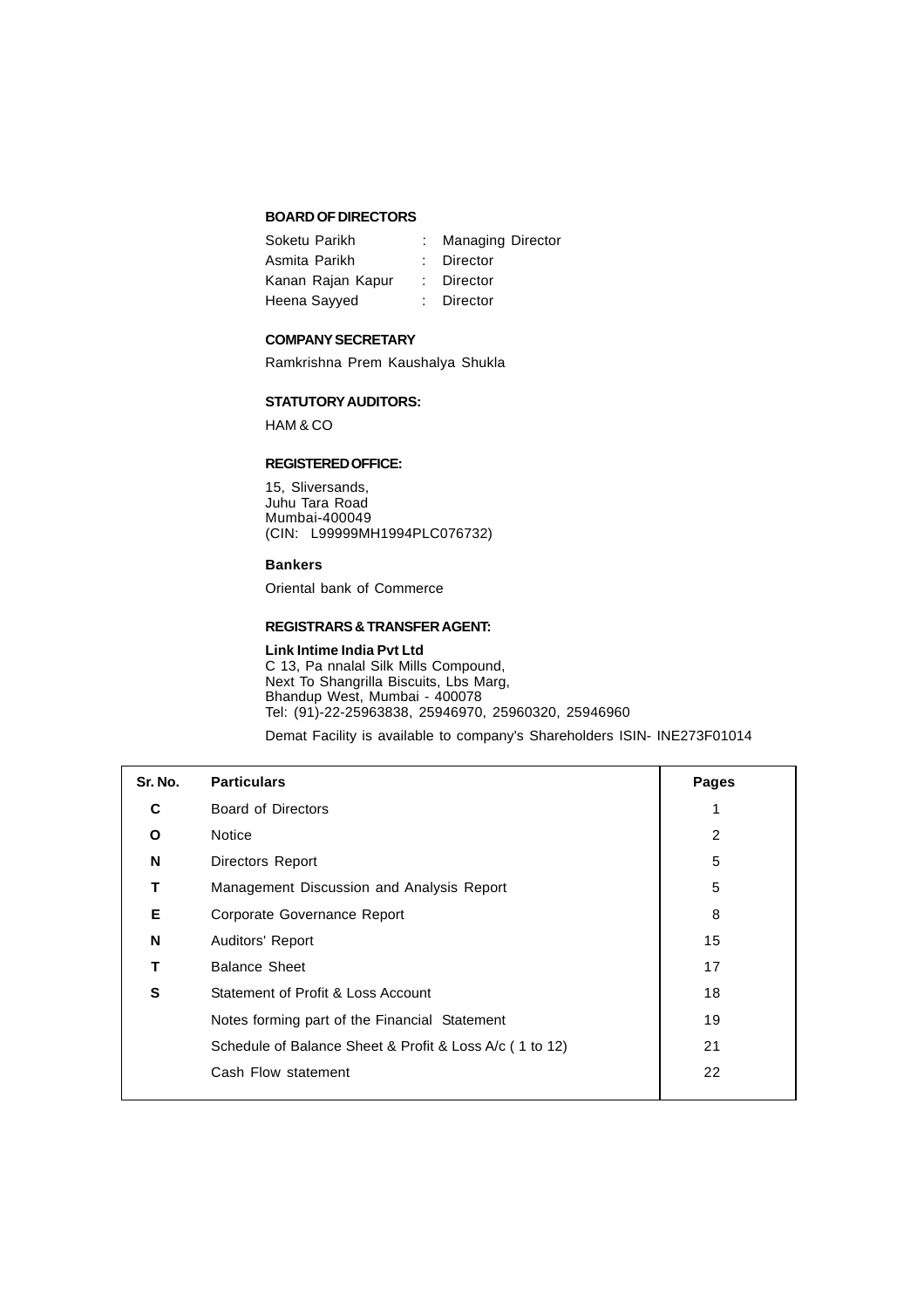### BOARD OF DIRECTORS

| | | |
|---|---|---|
| Soketu Parikh | : | Managing Director |
| Asmita Parikh | : | Director |
| Kanan Rajan Kapur | : | Director |
| Heena Sayyed | : | Director |

### COMPANY SECRETARY

Ramkrishna Prem Kaushalya Shukla

### STATUTORY AUDITORS:

HAM & CO

### REGISTERED OFFICE:

15, Sliversands,
Juhu Tara Road
Mumbai-400049
(CIN: L99999MH1994PLC076732)

### Bankers

Oriental bank of Commerce

### REGISTRARS & TRANSFER AGENT:

**Link Intime India Pvt Ltd**
C 13, Pa nnalal Silk Mills Compound,
Next To Shangrilla Biscuits, Lbs Marg,
Bhandup West, Mumbai - 400078
Tel: (91)-22-25963838, 25946970, 25960320, 25946960

Demat Facility is available to company's Shareholders ISIN- INE273F01014

| Sr. No. | Particulars | Pages |
|---|---|---|
| C | Board of Directors | 1 |
| O | Notice | 2 |
| N | Directors Report | 5 |
| T | Management Discussion and Analysis Report | 5 |
| E | Corporate Governance Report | 8 |
| N | Auditors' Report | 15 |
| T | Balance Sheet | 17 |
| S | Statement of Profit & Loss Account | 18 |
| | Notes forming part of the Financial Statement | 19 |
| | Schedule of Balance Sheet & Profit & Loss A/c ( 1 to 12) | 21 |
| | Cash Flow statement | 22 |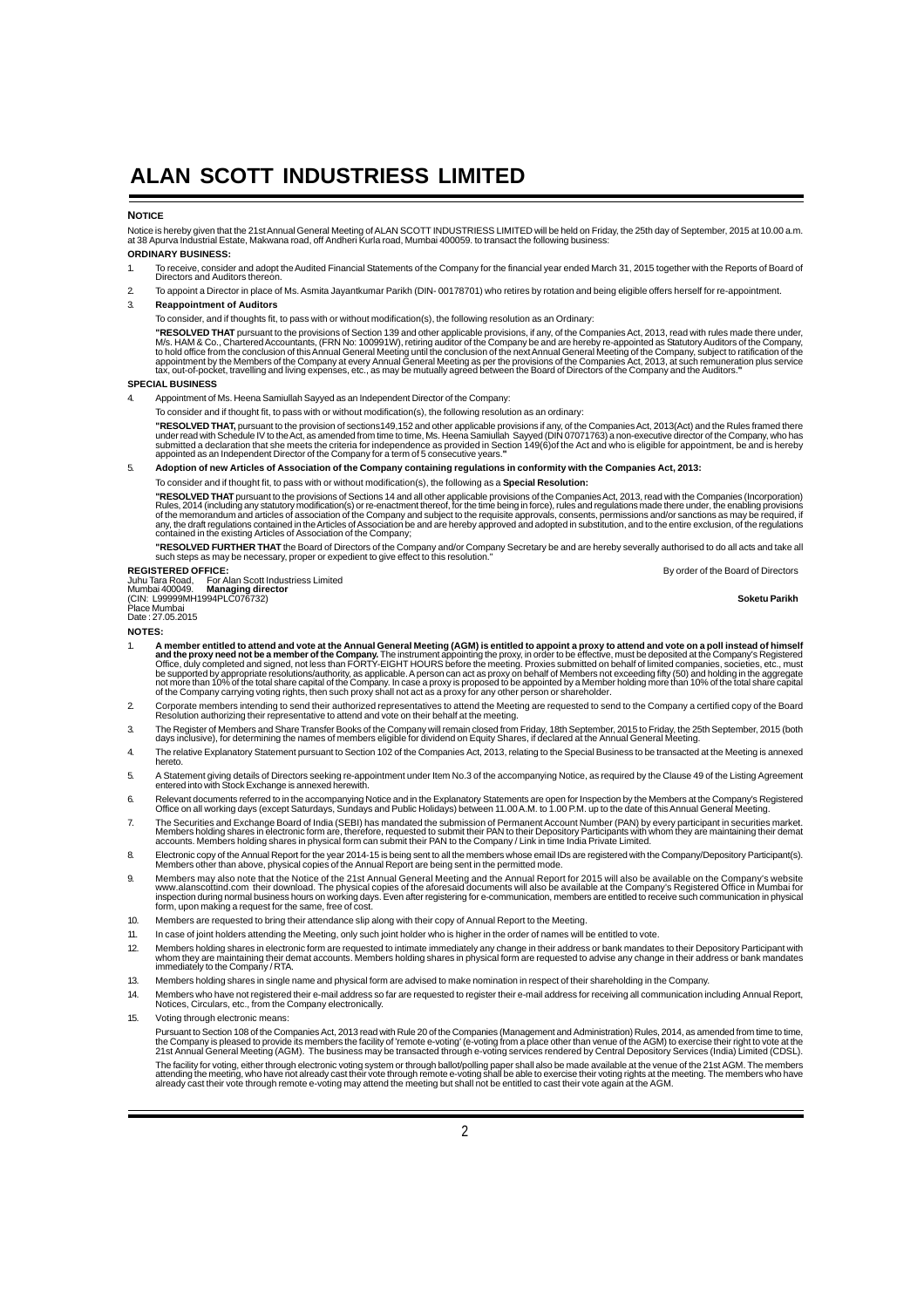# ALAN SCOTT INDUSTRIESS LIMITED

**NOTICE**

Notice is hereby given that the 21st Annual General Meeting of ALAN SCOTT INDUSTRIESS LIMITED will be held on Friday, the 25th day of September, 2015 at 10.00 a.m. at 38 Apurva Industrial Estate, Makwana road, off Andheri Kurla road, Mumbai 400059. to transact the following business:

**ORDINARY BUSINESS:**

1. To receive, consider and adopt the Audited Financial Statements of the Company for the financial year ended March 31, 2015 together with the Reports of Board of Directors and Auditors thereon.
2. To appoint a Director in place of Ms. Asmita Jayantkumar Parikh (DIN- 00178701) who retires by rotation and being eligible offers herself for re-appointment.
3. **Reappointment of Auditors**

   To consider, and if thoughts fit, to pass with or without modification(s), the following resolution as an Ordinary:

   **"RESOLVED THAT** pursuant to the provisions of Section 139 and other applicable provisions, if any, of the Companies Act, 2013, read with rules made there under, M/s. HAM & Co., Chartered Accountants, (FRN No: 100991W), retiring auditor of the Company be and are hereby re-appointed as Statutory Auditors of the Company, to hold office from the conclusion of this Annual General Meeting until the conclusion of the next Annual General Meeting of the Company, subject to ratification of the appointment by the Members of the Company at every Annual General Meeting as per the provisions of the Companies Act, 2013, at such remuneration plus service tax, out-of-pocket, travelling and living expenses, etc., as may be mutually agreed between the Board of Directors of the Company and the Auditors.**"**

**SPECIAL BUSINESS**

4. Appointment of Ms. Heena Samiullah Sayyed as an Independent Director of the Company:

   To consider and if thought fit, to pass with or without modification(s), the following resolution as an ordinary:

   **"RESOLVED THAT,** pursuant to the provision of sections149,152 and other applicable provisions if any, of the Companies Act, 2013(Act) and the Rules framed there under read with Schedule IV to the Act, as amended from time to time, Ms. Heena Samiullah Sayyed (DIN 07071763) a non-executive director of the Company, who has submitted a declaration that she meets the criteria for independence as provided in Section 149(6)of the Act and who is eligible for appointment, be and is hereby appointed as an Independent Director of the Company for a term of 5 consecutive years.**"**

5. **Adoption of new Articles of Association of the Company containing regulations in conformity with the Companies Act, 2013:**

   To consider and if thought fit, to pass with or without modification(s), the following as a **Special Resolution:**

   **"RESOLVED THAT** pursuant to the provisions of Sections 14 and all other applicable provisions of the Companies Act, 2013, read with the Companies (Incorporation) Rules, 2014 (including any statutory modification(s) or re-enactment thereof, for the time being in force), rules and regulations made there under, the enabling provisions of the memorandum and articles of association of the Company and subject to the requisite approvals, consents, permissions and/or sanctions as may be required, if any, the draft regulations contained in the Articles of Association be and are hereby approved and adopted in substitution, and to the entire exclusion, of the regulations contained in the existing Articles of Association of the Company;

   **"RESOLVED FURTHER THAT** the Board of Directors of the Company and/or Company Secretary be and are hereby severally authorised to do all acts and take all such steps as may be necessary, proper or expedient to give effect to this resolution."

**REGISTERED OFFICE:**
Juhu Tara Road, Mumbai 400049.
(CIN: L99999MH1994PLC076732)
Place Mumbai
Date : 27.05.2015

For Alan Scott Industriess Limited
**Managing director**

By order of the Board of Directors

**Soketu Parikh**

**NOTES:**

1. **A member entitled to attend and vote at the Annual General Meeting (AGM) is entitled to appoint a proxy to attend and vote on a poll instead of himself and the proxy need not be a member of the Company.** The instrument appointing the proxy, in order to be effective, must be deposited at the Company's Registered Office, duly completed and signed, not less than FORTY-EIGHT HOURS before the meeting. Proxies submitted on behalf of limited companies, societies, etc., must be supported by appropriate resolutions/authority, as applicable. A person can act as proxy on behalf of Members not exceeding fifty (50) and holding in the aggregate not more than 10% of the total share capital of the Company. In case a proxy is proposed to be appointed by a Member holding more than 10% of the total share capital of the Company carrying voting rights, then such proxy shall not act as a proxy for any other person or shareholder.
2. Corporate members intending to send their authorized representatives to attend the Meeting are requested to send to the Company a certified copy of the Board Resolution authorizing their representative to attend and vote on their behalf at the meeting.
3. The Register of Members and Share Transfer Books of the Company will remain closed from Friday, 18th September, 2015 to Friday, the 25th September, 2015 (both days inclusive), for determining the names of members eligible for dividend on Equity Shares, if declared at the Annual General Meeting.
4. The relative Explanatory Statement pursuant to Section 102 of the Companies Act, 2013, relating to the Special Business to be transacted at the Meeting is annexed hereto.
5. A Statement giving details of Directors seeking re-appointment under Item No.3 of the accompanying Notice, as required by the Clause 49 of the Listing Agreement entered into with Stock Exchange is annexed herewith.
6. Relevant documents referred to in the accompanying Notice and in the Explanatory Statements are open for Inspection by the Members at the Company's Registered Office on all working days (except Saturdays, Sundays and Public Holidays) between 11.00 A.M. to 1.00 P.M. up to the date of this Annual General Meeting.
7. The Securities and Exchange Board of India (SEBI) has mandated the submission of Permanent Account Number (PAN) by every participant in securities market. Members holding shares in electronic form are, therefore, requested to submit their PAN to their Depository Participants with whom they are maintaining their demat accounts. Members holding shares in physical form can submit their PAN to the Company / Link in time India Private Limited.
8. Electronic copy of the Annual Report for the year 2014-15 is being sent to all the members whose email IDs are registered with the Company/Depository Participant(s). Members other than above, physical copies of the Annual Report are being sent in the permitted mode.
9. Members may also note that the Notice of the 21st Annual General Meeting and the Annual Report for 2015 will also be available on the Company's website www.alanscottind.com their download. The physical copies of the aforesaid documents will also be available at the Company's Registered Office in Mumbai for inspection during normal business hours on working days. Even after registering for e-communication, members are entitled to receive such communication in physical form, upon making a request for the same, free of cost.
10. Members are requested to bring their attendance slip along with their copy of Annual Report to the Meeting.
11. In case of joint holders attending the Meeting, only such joint holder who is higher in the order of names will be entitled to vote.
12. Members holding shares in electronic form are requested to intimate immediately any change in their address or bank mandates to their Depository Participant with whom they are maintaining their demat accounts. Members holding shares in physical form are requested to advise any change in their address or bank mandates immediately to the Company / RTA.
13. Members holding shares in single name and physical form are advised to make nomination in respect of their shareholding in the Company.
14. Members who have not registered their e-mail address so far are requested to register their e-mail address for receiving all communication including Annual Report, Notices, Circulars, etc., from the Company electronically.
15. Voting through electronic means:

    Pursuant to Section 108 of the Companies Act, 2013 read with Rule 20 of the Companies (Management and Administration) Rules, 2014, as amended from time to time, the Company is pleased to provide its members the facility of 'remote e-voting' (e-voting from a place other than venue of the AGM) to exercise their right to vote at the 21st Annual General Meeting (AGM). The business may be transacted through e-voting services rendered by Central Depository Services (India) Limited (CDSL).

    The facility for voting, either through electronic voting system or through ballot/polling paper shall also be made available at the venue of the 21st AGM. The members attending the meeting, who have not already cast their vote through remote e-voting shall be able to exercise their voting rights at the meeting. The members who have already cast their vote through remote e-voting may attend the meeting but shall not be entitled to cast their vote again at the AGM.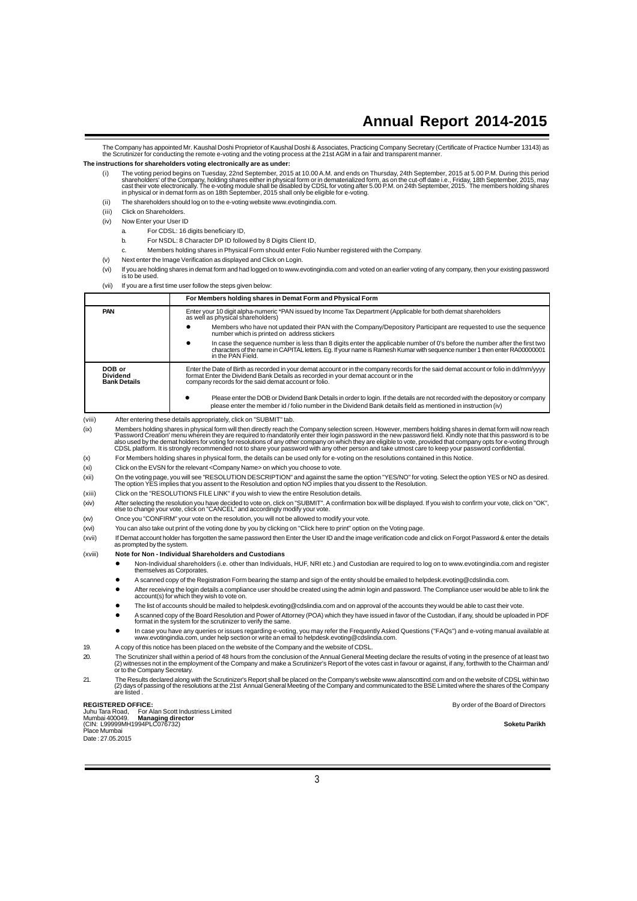The Company has appointed Mr. Kaushal Doshi Proprietor of Kaushal Doshi & Associates, Practicing Company Secretary (Certificate of Practice Number 13143) as the Scrutinizer for conducting the remote e-voting and the voting process at the 21st AGM in a fair and transparent manner.

**The instructions for shareholders voting electronically are as under:**

(i) The voting period begins on Tuesday, 22nd September, 2015 at 10.00 A.M. and ends on Thursday, 24th September, 2015 at 5.00 P.M. During this period shareholders' of the Company, holding shares either in physical form or in dematerialized form, as on the cut-off date i.e., Friday, 18th September, 2015, may cast their vote electronically. The e-voting module shall be disabled by CDSL for voting after 5.00 P.M. on 24th September, 2015. The members holding shares in physical or in demat form as on 18th September, 2015 shall only be eligible for e-voting.

(ii) The shareholders should log on to the e-voting website www.evotingindia.com.

(iii) Click on Shareholders.

(iv) Now Enter your User ID

- a. For CDSL: 16 digits beneficiary ID,
- b. For NSDL: 8 Character DP ID followed by 8 Digits Client ID,
- c. Members holding shares in Physical Form should enter Folio Number registered with the Company.

(v) Next enter the Image Verification as displayed and Click on Login.

(vi) If you are holding shares in demat form and had logged on to www.evotingindia.com and voted on an earlier voting of any company, then your existing password is to be used.

(vii) If you are a first time user follow the steps given below:

| | For Members holding shares in Demat Form and Physical Form |
|---|---|
| **PAN** | Enter your 10 digit alpha-numeric *PAN issued by Income Tax Department (Applicable for both demat shareholders as well as physical shareholders)<br>• Members who have not updated their PAN with the Company/Depository Participant are requested to use the sequence number which is printed on address stickers<br>• In case the sequence number is less than 8 digits enter the applicable number of 0's before the number after the first two characters of the name in CAPITAL letters. Eg. If your name is Ramesh Kumar with sequence number 1 then enter RA00000001 in the PAN Field. |
| **DOB or Dividend Bank Details** | Enter the Date of Birth as recorded in your demat account or in the company records for the said demat account or folio in dd/mm/yyyy format Enter the Dividend Bank Details as recorded in your demat account or in the company records for the said demat account or folio.<br>• Please enter the DOB or Dividend Bank Details in order to login. If the details are not recorded with the depository or company please enter the member id / folio number in the Dividend Bank details field as mentioned in instruction (iv) |

(viii) After entering these details appropriately, click on "SUBMIT" tab.

(ix) Members holding shares in physical form will then directly reach the Company selection screen. However, members holding shares in demat form will now reach 'Password Creation' menu wherein they are required to mandatorily enter their login password in the new password field. Kindly note that this password is to be also used by the demat holders for voting for resolutions of any other company on which they are eligible to vote, provided that company opts for e-voting through CDSL platform. It is strongly recommended not to share your password with any other person and take utmost care to keep your password confidential.

(x) For Members holding shares in physical form, the details can be used only for e-voting on the resolutions contained in this Notice.

(xi) Click on the EVSN for the relevant <Company Name> on which you choose to vote.

(xii) On the voting page, you will see "RESOLUTION DESCRIPTION" and against the same the option "YES/NO" for voting. Select the option YES or NO as desired. The option YES implies that you assent to the Resolution and option NO implies that you dissent to the Resolution.

(xiii) Click on the "RESOLUTIONS FILE LINK" if you wish to view the entire Resolution details.

(xiv) After selecting the resolution you have decided to vote on, click on "SUBMIT". A confirmation box will be displayed. If you wish to confirm your vote, click on "OK", else to change your vote, click on "CANCEL" and accordingly modify your vote.

(xv) Once you "CONFIRM" your vote on the resolution, you will not be allowed to modify your vote.

(xvi) You can also take out print of the voting done by you by clicking on "Click here to print" option on the Voting page.

(xvii) If Demat account holder has forgotten the same password then Enter the User ID and the image verification code and click on Forgot Password & enter the details as prompted by the system.

(xviii) **Note for Non - Individual Shareholders and Custodians**

- Non-Individual shareholders (i.e. other than Individuals, HUF, NRI etc.) and Custodian are required to log on to www.evotingindia.com and register themselves as Corporates.
- A scanned copy of the Registration Form bearing the stamp and sign of the entity should be emailed to helpdesk.evoting@cdslindia.com.
- After receiving the login details a compliance user should be created using the admin login and password. The Compliance user would be able to link the account(s) for which they wish to vote on.
- The list of accounts should be mailed to helpdesk.evoting@cdslindia.com and on approval of the accounts they would be able to cast their vote.
- A scanned copy of the Board Resolution and Power of Attorney (POA) which they have issued in favor of the Custodian, if any, should be uploaded in PDF format in the system for the scrutinizer to verify the same.
- In case you have any queries or issues regarding e-voting, you may refer the Frequently Asked Questions ("FAQs") and e-voting manual available at www.evotingindia.com, under help section or write an email to helpdesk.evoting@cdslindia.com.

19. A copy of this notice has been placed on the website of the Company and the website of CDSL.

20. The Scrutinizer shall within a period of 48 hours from the conclusion of the Annual General Meeting declare the results of voting in the presence of at least two (2) witnesses not in the employment of the Company and make a Scrutinizer's Report of the votes cast in favour or against, if any, forthwith to the Chairman and/ or to the Company Secretary.

21. The Results declared along with the Scrutinizer's Report shall be placed on the Company's website www.alanscottind.com and on the website of CDSL within two (2) days of passing of the resolutions at the 21st Annual General Meeting of the Company and communicated to the BSE Limited where the shares of the Company are listed .

**REGISTERED OFFICE:**
Juhu Tara Road,
Mumbai 400049.
(CIN: L99999MH1994PLC076732)
Place Mumbai
Date : 27.05.2015

By order of the Board of Directors
For Alan Scott Industriess Limited
**Managing director**
**Soketu Parikh**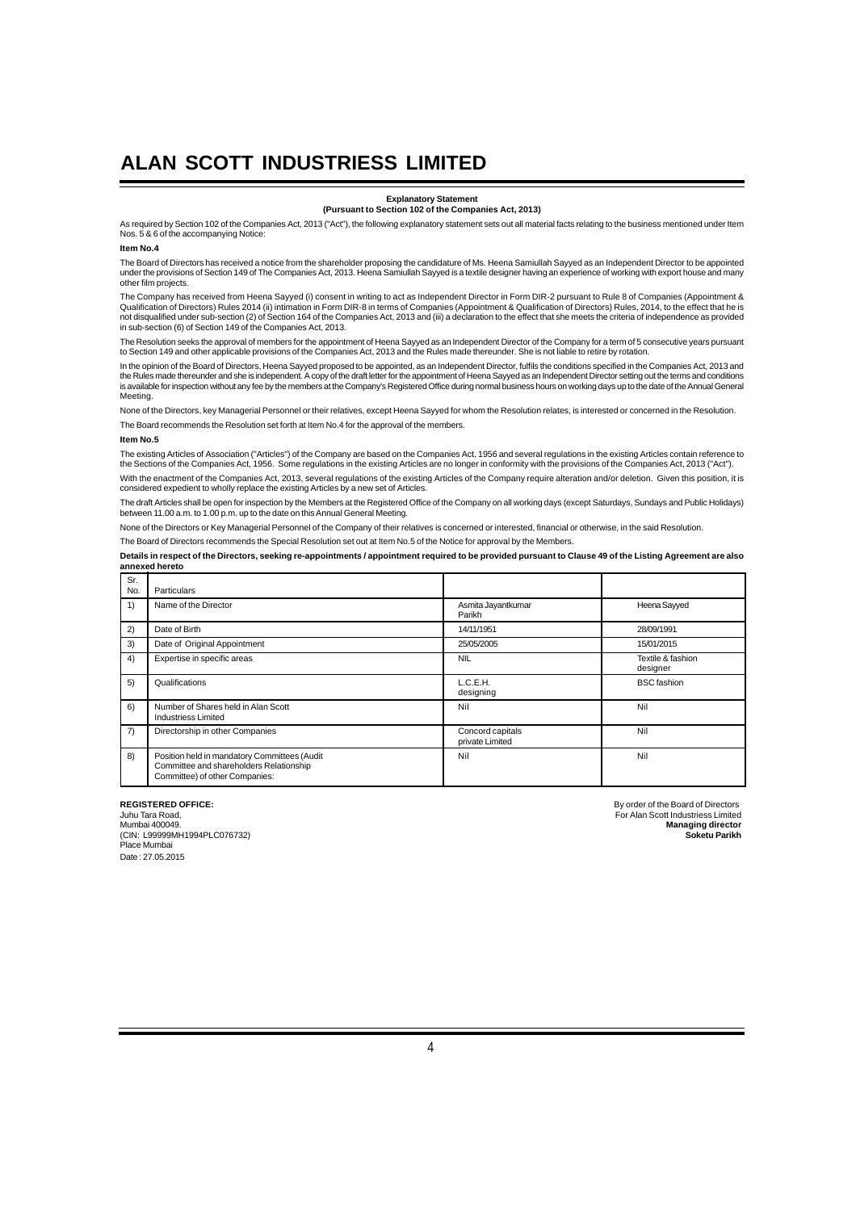# ALAN SCOTT INDUSTRIESS LIMITED

**Explanatory Statement**
**(Pursuant to Section 102 of the Companies Act, 2013)**

As required by Section 102 of the Companies Act, 2013 ("Act"), the following explanatory statement sets out all material facts relating to the business mentioned under Item Nos. 5 & 6 of the accompanying Notice:

**Item No.4**

The Board of Directors has received a notice from the shareholder proposing the candidature of Ms. Heena Samiullah Sayyed as an Independent Director to be appointed under the provisions of Section 149 of The Companies Act, 2013. Heena Samiullah Sayyed is a textile designer having an experience of working with export house and many other film projects.

The Company has received from Heena Sayyed (i) consent in writing to act as Independent Director in Form DIR-2 pursuant to Rule 8 of Companies (Appointment & Qualification of Directors) Rules 2014 (ii) intimation in Form DIR-8 in terms of Companies (Appointment & Qualification of Directors) Rules, 2014, to the effect that he is not disqualified under sub-section (2) of Section 164 of the Companies Act, 2013 and (iii) a declaration to the effect that she meets the criteria of independence as provided in sub-section (6) of Section 149 of the Companies Act, 2013.

The Resolution seeks the approval of members for the appointment of Heena Sayyed as an Independent Director of the Company for a term of 5 consecutive years pursuant to Section 149 and other applicable provisions of the Companies Act, 2013 and the Rules made thereunder. She is not liable to retire by rotation.

In the opinion of the Board of Directors, Heena Sayyed proposed to be appointed, as an Independent Director, fulfils the conditions specified in the Companies Act, 2013 and the Rules made thereunder and she is independent. A copy of the draft letter for the appointment of Heena Sayyed as an Independent Director setting out the terms and conditions is available for inspection without any fee by the members at the Company's Registered Office during normal business hours on working days up to the date of the Annual General Meeting.

None of the Directors, key Managerial Personnel or their relatives, except Heena Sayyed for whom the Resolution relates, is interested or concerned in the Resolution.

The Board recommends the Resolution set forth at Item No.4 for the approval of the members.

**Item No.5**

The existing Articles of Association ("Articles") of the Company are based on the Companies Act, 1956 and several regulations in the existing Articles contain reference to the Sections of the Companies Act, 1956. Some regulations in the existing Articles are no longer in conformity with the provisions of the Companies Act, 2013 ("Act").

With the enactment of the Companies Act, 2013, several regulations of the existing Articles of the Company require alteration and/or deletion. Given this position, it is considered expedient to wholly replace the existing Articles by a new set of Articles.

The draft Articles shall be open for inspection by the Members at the Registered Office of the Company on all working days (except Saturdays, Sundays and Public Holidays) between 11.00 a.m. to 1.00 p.m. up to the date on this Annual General Meeting.

None of the Directors or Key Managerial Personnel of the Company of their relatives is concerned or interested, financial or otherwise, in the said Resolution.

The Board of Directors recommends the Special Resolution set out at Item No.5 of the Notice for approval by the Members.

**Details in respect of the Directors, seeking re-appointments / appointment required to be provided pursuant to Clause 49 of the Listing Agreement are also annexed hereto**

| Sr. No. | Particulars | | |
|---|---|---|---|
| 1) | Name of the Director | Asmita Jayantkumar Parikh | Heena Sayyed |
| 2) | Date of Birth | 14/11/1951 | 28/09/1991 |
| 3) | Date of Original Appointment | 25/05/2005 | 15/01/2015 |
| 4) | Expertise in specific areas | NIL | Textile & fashion designer |
| 5) | Qualifications | L.C.E.H. designing | BSC fashion |
| 6) | Number of Shares held in Alan Scott Industriess Limited | Nil | Nil |
| 7) | Directorship in other Companies | Concord capitals private Limited | Nil |
| 8) | Position held in mandatory Committees (Audit Committee and shareholders Relationship Committee) of other Companies: | Nil | Nil |

**REGISTERED OFFICE:**
Juhu Tara Road,
Mumbai 400049.
(CIN: L99999MH1994PLC076732)
Place Mumbai
Date : 27.05.2015

By order of the Board of Directors
For Alan Scott Industriess Limited
**Managing director**
**Soketu Parikh**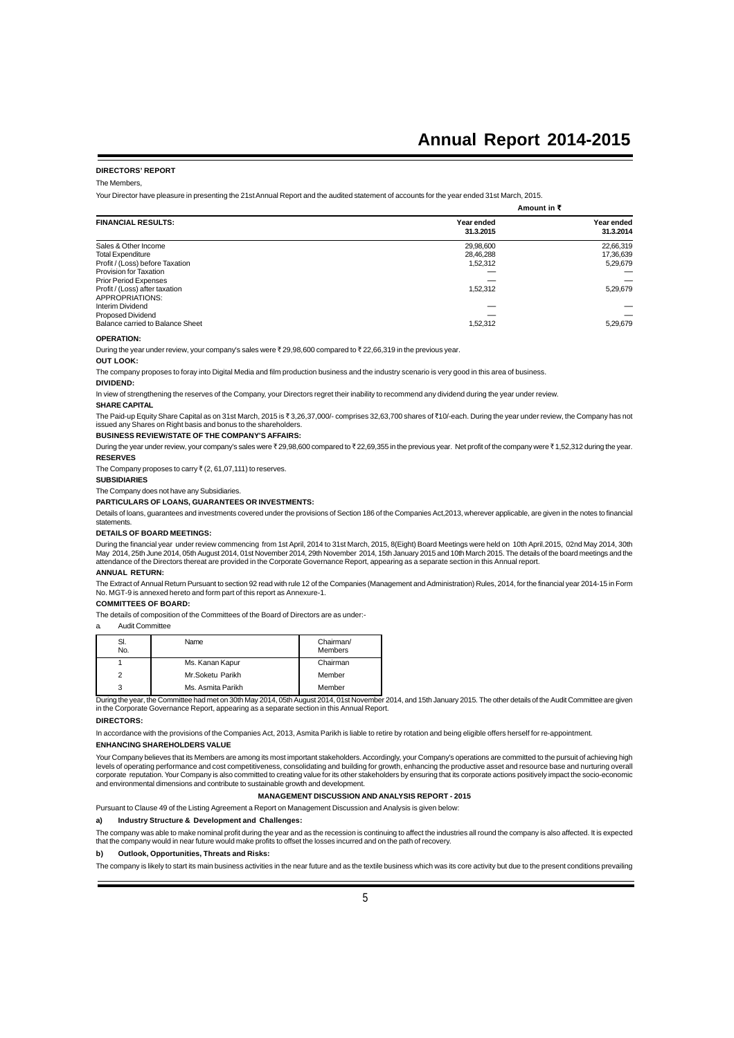## DIRECTORS' REPORT

The Members,

Your Director have pleasure in presenting the 21st Annual Report and the audited statement of accounts for the year ended 31st March, 2015.

| FINANCIAL RESULTS: | Year ended 31.3.2015 | Year ended 31.3.2014 |
|---|---|---|
| | Amount in ₹ | |
| Sales & Other Income | 29,98,600 | 22,66,319 |
| Total Expenditure | 28,46,288 | 17,36,639 |
| Profit / (Loss) before Taxation | 1,52,312 | 5,29,679 |
| Provision for Taxation | — | — |
| Prior Period Expenses | — | — |
| Profit / (Loss) after taxation | 1,52,312 | 5,29,679 |
| APPROPRIATIONS: | | |
| Interim Dividend | — | — |
| Proposed Dividend | — | — |
| Balance carried to Balance Sheet | 1,52,312 | 5,29,679 |

**OPERATION:**

During the year under review, your company's sales were ₹ 29,98,600 compared to ₹ 22,66,319 in the previous year.

**OUT LOOK:**

The company proposes to foray into Digital Media and film production business and the industry scenario is very good in this area of business.

**DIVIDEND:**

In view of strengthening the reserves of the Company, your Directors regret their inability to recommend any dividend during the year under review.

**SHARE CAPITAL**

The Paid-up Equity Share Capital as on 31st March, 2015 is ₹ 3,26,37,000/- comprises 32,63,700 shares of ₹10/-each. During the year under review, the Company has not issued any Shares on Right basis and bonus to the shareholders.

**BUSINESS REVIEW/STATE OF THE COMPANY'S AFFAIRS:**

During the year under review, your company's sales were ₹ 29,98,600 compared to ₹ 22,69,355 in the previous year. Net profit of the company were ₹ 1,52,312 during the year.

**RESERVES**

The Company proposes to carry ₹ (2, 61,07,111) to reserves.

**SUBSIDIARIES**

The Company does not have any Subsidiaries.

**PARTICULARS OF LOANS, GUARANTEES OR INVESTMENTS:**

Details of loans, guarantees and investments covered under the provisions of Section 186 of the Companies Act,2013, wherever applicable, are given in the notes to financial statements.

**DETAILS OF BOARD MEETINGS:**

During the financial year under review commencing from 1st April, 2014 to 31st March, 2015, 8(Eight) Board Meetings were held on 10th April.2015, 02nd May 2014, 30th May 2014, 25th June 2014, 05th August 2014, 01st November 2014, 29th November 2014, 15th January 2015 and 10th March 2015. The details of the board meetings and the attendance of the Directors thereat are provided in the Corporate Governance Report, appearing as a separate section in this Annual report.

**ANNUAL RETURN:**

The Extract of Annual Return Pursuant to section 92 read with rule 12 of the Companies (Management and Administration) Rules, 2014, for the financial year 2014-15 in Form No. MGT-9 is annexed hereto and form part of this report as Annexure-1.

**COMMITTEES OF BOARD:**

The details of composition of the Committees of the Board of Directors are as under:-

a. Audit Committee

| Sl. No. | Name | Chairman/ Members |
|---|---|---|
| 1 | Ms. Kanan Kapur | Chairman |
| 2 | Mr.Soketu Parikh | Member |
| 3 | Ms. Asmita Parikh | Member |

During the year, the Committee had met on 30th May 2014, 05th August 2014, 01st November 2014, and 15th January 2015. The other details of the Audit Committee are given in the Corporate Governance Report, appearing as a separate section in this Annual Report.

**DIRECTORS:**

In accordance with the provisions of the Companies Act, 2013, Asmita Parikh is liable to retire by rotation and being eligible offers herself for re-appointment.

**ENHANCING SHAREHOLDERS VALUE**

Your Company believes that its Members are among its most important stakeholders. Accordingly, your Company's operations are committed to the pursuit of achieving high levels of operating performance and cost competitiveness, consolidating and building for growth, enhancing the productive asset and resource base and nurturing overall corporate reputation. Your Company is also committed to creating value for its other stakeholders by ensuring that its corporate actions positively impact the socio-economic and environmental dimensions and contribute to sustainable growth and development.

## MANAGEMENT DISCUSSION AND ANALYSIS REPORT - 2015

Pursuant to Clause 49 of the Listing Agreement a Report on Management Discussion and Analysis is given below:

**a) Industry Structure & Development and Challenges:**

The company was able to make nominal profit during the year and as the recession is continuing to affect the industries all round the company is also affected. It is expected that the company would in near future would make profits to offset the losses incurred and on the path of recovery.

**b) Outlook, Opportunities, Threats and Risks:**

The company is likely to start its main business activities in the near future and as the textile business which was its core activity but due to the present conditions prevailing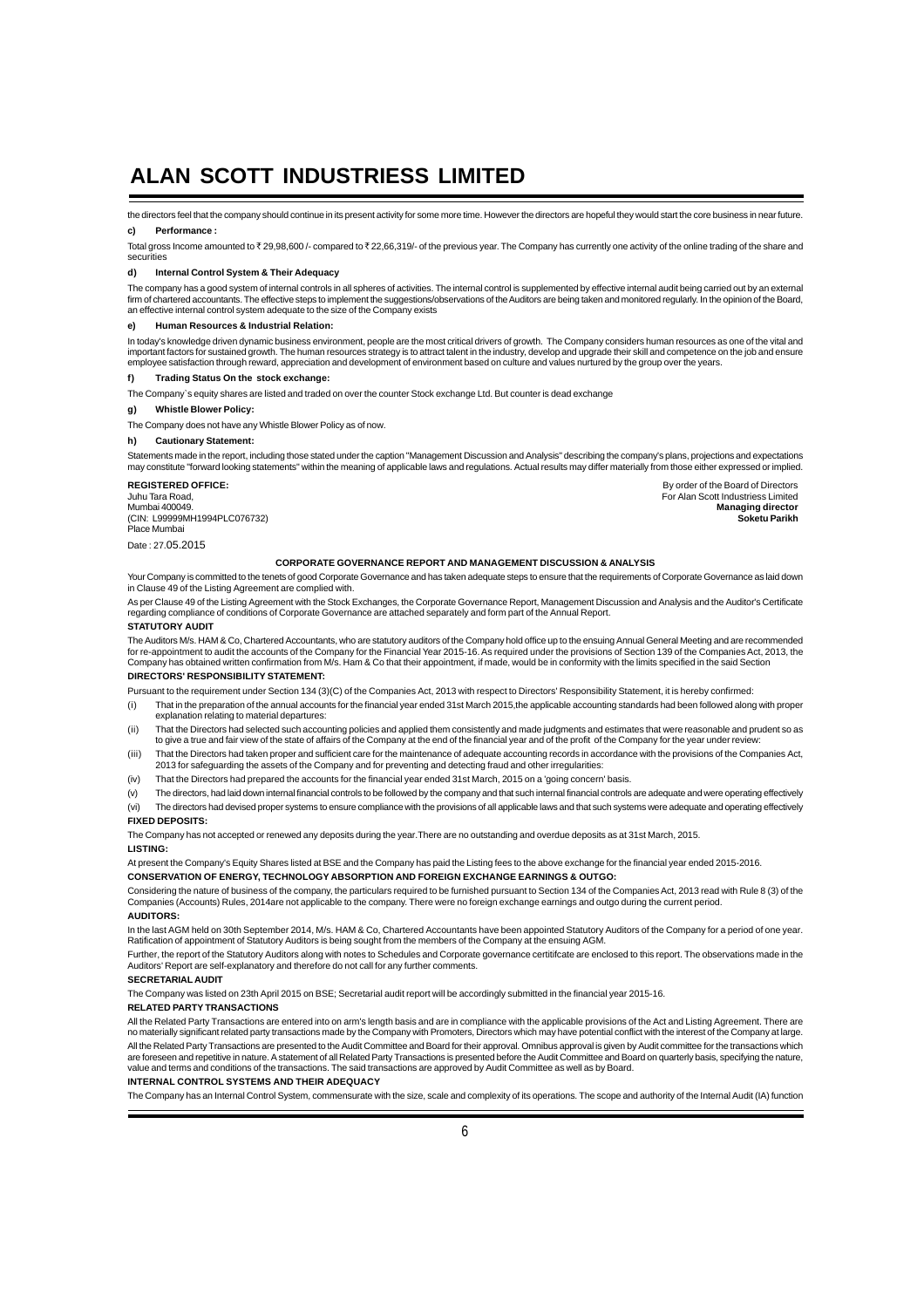the directors feel that the company should continue in its present activity for some more time. However the directors are hopeful they would start the core business in near future.

**c) Performance :**

Total gross Income amounted to ₹ 29,98,600 /- compared to ₹ 22,66,319/- of the previous year. The Company has currently one activity of the online trading of the share and securities

**d) Internal Control System & Their Adequacy**

The company has a good system of internal controls in all spheres of activities. The internal control is supplemented by effective internal audit being carried out by an external firm of chartered accountants. The effective steps to implement the suggestions/observations of the Auditors are being taken and monitored regularly. In the opinion of the Board, an effective internal control system adequate to the size of the Company exists

**e) Human Resources & Industrial Relation:**

In today's knowledge driven dynamic business environment, people are the most critical drivers of growth. The Company considers human resources as one of the vital and important factors for sustained growth. The human resources strategy is to attract talent in the industry, develop and upgrade their skill and competence on the job and ensure employee satisfaction through reward, appreciation and development of environment based on culture and values nurtured by the group over the years.

**f) Trading Status On the stock exchange:**

The Company`s equity shares are listed and traded on over the counter Stock exchange Ltd. But counter is dead exchange

**g) Whistle Blower Policy:**

The Company does not have any Whistle Blower Policy as of now.

**h) Cautionary Statement:**

Statements made in the report, including those stated under the caption "Management Discussion and Analysis" describing the company's plans, projections and expectations may constitute "forward looking statements" within the meaning of applicable laws and regulations. Actual results may differ materially from those either expressed or implied.

**REGISTERED OFFICE:**
Juhu Tara Road,
Mumbai 400049.
(CIN: L99999MH1994PLC076732)
Place Mumbai

Date : 27.05.2015

By order of the Board of Directors
For Alan Scott Industriess Limited
**Managing director**
**Soketu Parikh**

**CORPORATE GOVERNANCE REPORT AND MANAGEMENT DISCUSSION & ANALYSIS**

Your Company is committed to the tenets of good Corporate Governance and has taken adequate steps to ensure that the requirements of Corporate Governance as laid down in Clause 49 of the Listing Agreement are complied with.

As per Clause 49 of the Listing Agreement with the Stock Exchanges, the Corporate Governance Report, Management Discussion and Analysis and the Auditor's Certificate regarding compliance of conditions of Corporate Governance are attached separately and form part of the Annual Report.

**STATUTORY AUDIT**

The Auditors M/s. HAM & Co, Chartered Accountants, who are statutory auditors of the Company hold office up to the ensuing Annual General Meeting and are recommended for re-appointment to audit the accounts of the Company for the Financial Year 2015-16. As required under the provisions of Section 139 of the Companies Act, 2013, the Company has obtained written confirmation from M/s. Ham & Co that their appointment, if made, would be in conformity with the limits specified in the said Section

**DIRECTORS' RESPONSIBILITY STATEMENT:**

Pursuant to the requirement under Section 134 (3)(C) of the Companies Act, 2013 with respect to Directors' Responsibility Statement, it is hereby confirmed:

(i) That in the preparation of the annual accounts for the financial year ended 31st March 2015,the applicable accounting standards had been followed along with proper explanation relating to material departures:

(ii) That the Directors had selected such accounting policies and applied them consistently and made judgments and estimates that were reasonable and prudent so as to give a true and fair view of the state of affairs of the Company at the end of the financial year and of the profit of the Company for the year under review:

(iii) That the Directors had taken proper and sufficient care for the maintenance of adequate accounting records in accordance with the provisions of the Companies Act, 2013 for safeguarding the assets of the Company and for preventing and detecting fraud and other irregularities:

(iv) That the Directors had prepared the accounts for the financial year ended 31st March, 2015 on a 'going concern' basis.

(v) The directors, had laid down internal financial controls to be followed by the company and that such internal financial controls are adequate and were operating effectively

(vi) The directors had devised proper systems to ensure compliance with the provisions of all applicable laws and that such systems were adequate and operating effectively

**FIXED DEPOSITS:**

The Company has not accepted or renewed any deposits during the year.There are no outstanding and overdue deposits as at 31st March, 2015.

**LISTING:**

At present the Company's Equity Shares listed at BSE and the Company has paid the Listing fees to the above exchange for the financial year ended 2015-2016.

**CONSERVATION OF ENERGY, TECHNOLOGY ABSORPTION AND FOREIGN EXCHANGE EARNINGS & OUTGO:**

Considering the nature of business of the company, the particulars required to be furnished pursuant to Section 134 of the Companies Act, 2013 read with Rule 8 (3) of the Companies (Accounts) Rules, 2014are not applicable to the company. There were no foreign exchange earnings and outgo during the current period.

**AUDITORS:**

In the last AGM held on 30th September 2014, M/s. HAM & Co, Chartered Accountants have been appointed Statutory Auditors of the Company for a period of one year. Ratification of appointment of Statutory Auditors is being sought from the members of the Company at the ensuing AGM.

Further, the report of the Statutory Auditors along with notes to Schedules and Corporate governance certitfcate are enclosed to this report. The observations made in the Auditors' Report are self-explanatory and therefore do not call for any further comments.

**SECRETARIAL AUDIT**

The Company was listed on 23th April 2015 on BSE; Secretarial audit report will be accordingly submitted in the financial year 2015-16.

**RELATED PARTY TRANSACTIONS**

All the Related Party Transactions are entered into on arm's length basis and are in compliance with the applicable provisions of the Act and Listing Agreement. There are no materially significant related party transactions made by the Company with Promoters, Directors which may have potential conflict with the interest of the Company at large.

All the Related Party Transactions are presented to the Audit Committee and Board for their approval. Omnibus approval is given by Audit committee for the transactions which are foreseen and repetitive in nature. A statement of all Related Party Transactions is presented before the Audit Committee and Board on quarterly basis, specifying the nature, value and terms and conditions of the transactions. The said transactions are approved by Audit Committee as well as by Board.

**INTERNAL CONTROL SYSTEMS AND THEIR ADEQUACY**

The Company has an Internal Control System, commensurate with the size, scale and complexity of its operations. The scope and authority of the Internal Audit (IA) function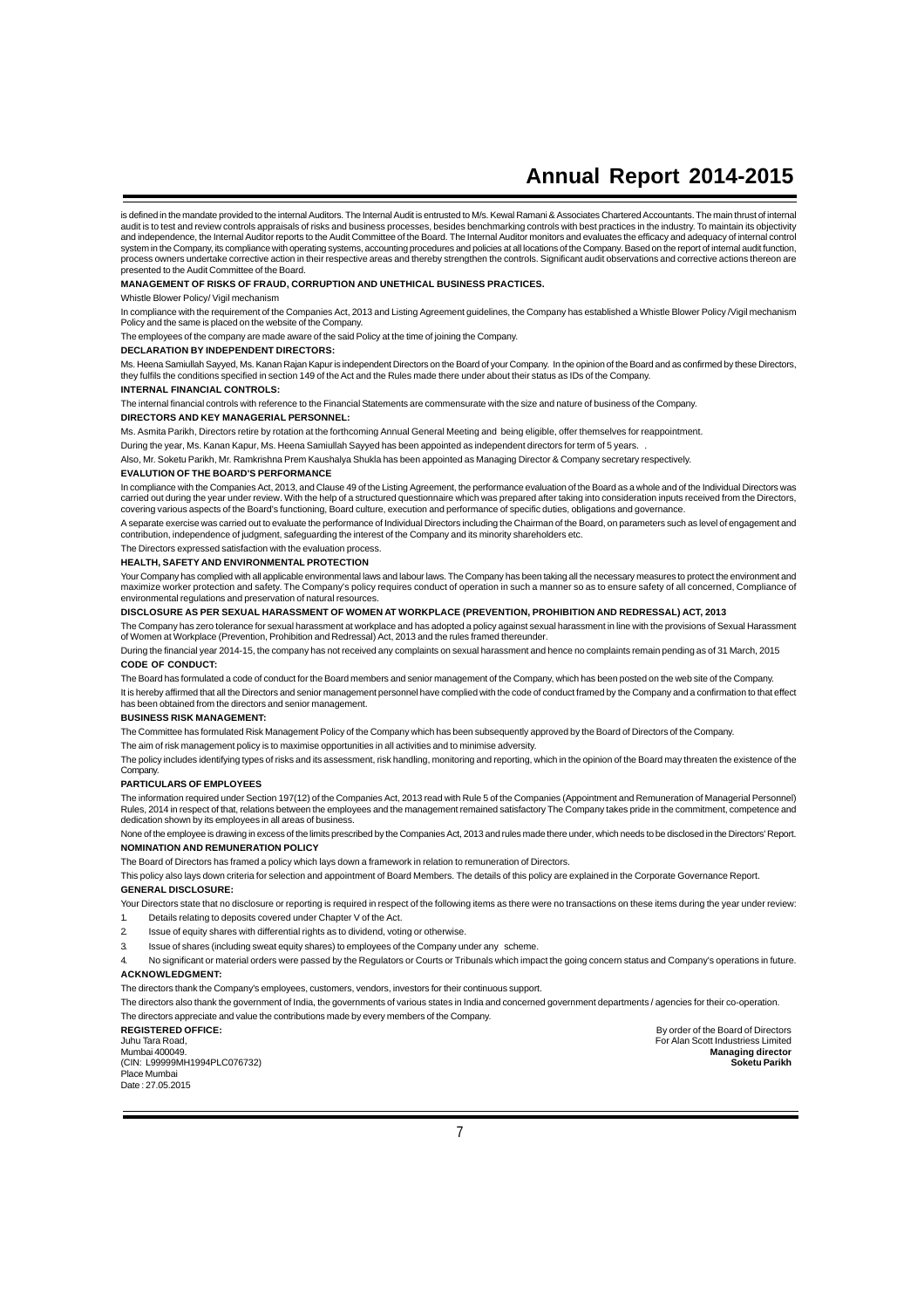is defined in the mandate provided to the internal Auditors. The Internal Audit is entrusted to M/s. Kewal Ramani & Associates Chartered Accountants. The main thrust of internal audit is to test and review controls appraisals of risks and business processes, besides benchmarking controls with best practices in the industry. To maintain its objectivity and independence, the Internal Auditor reports to the Audit Committee of the Board. The Internal Auditor monitors and evaluates the efficacy and adequacy of internal control system in the Company, its compliance with operating systems, accounting procedures and policies at all locations of the Company. Based on the report of internal audit function, process owners undertake corrective action in their respective areas and thereby strengthen the controls. Significant audit observations and corrective actions thereon are presented to the Audit Committee of the Board.

**MANAGEMENT OF RISKS OF FRAUD, CORRUPTION AND UNETHICAL BUSINESS PRACTICES.**

Whistle Blower Policy/ Vigil mechanism

In compliance with the requirement of the Companies Act, 2013 and Listing Agreement guidelines, the Company has established a Whistle Blower Policy /Vigil mechanism Policy and the same is placed on the website of the Company.

The employees of the company are made aware of the said Policy at the time of joining the Company.

**DECLARATION BY INDEPENDENT DIRECTORS:**

Ms. Heena Samiullah Sayyed, Ms. Kanan Rajan Kapur is independent Directors on the Board of your Company. In the opinion of the Board and as confirmed by these Directors, they fulfils the conditions specified in section 149 of the Act and the Rules made there under about their status as IDs of the Company.

**INTERNAL FINANCIAL CONTROLS:**

The internal financial controls with reference to the Financial Statements are commensurate with the size and nature of business of the Company.

**DIRECTORS AND KEY MANAGERIAL PERSONNEL:**

Ms. Asmita Parikh, Directors retire by rotation at the forthcoming Annual General Meeting and being eligible, offer themselves for reappointment.

During the year, Ms. Kanan Kapur, Ms. Heena Samiullah Sayyed has been appointed as independent directors for term of 5 years. .

Also, Mr. Soketu Parikh, Mr. Ramkrishna Prem Kaushalya Shukla has been appointed as Managing Director & Company secretary respectively.

**EVALUTION OF THE BOARD'S PERFORMANCE**

In compliance with the Companies Act, 2013, and Clause 49 of the Listing Agreement, the performance evaluation of the Board as a whole and of the Individual Directors was carried out during the year under review. With the help of a structured questionnaire which was prepared after taking into consideration inputs received from the Directors, covering various aspects of the Board's functioning, Board culture, execution and performance of specific duties, obligations and governance.

A separate exercise was carried out to evaluate the performance of Individual Directors including the Chairman of the Board, on parameters such as level of engagement and contribution, independence of judgment, safeguarding the interest of the Company and its minority shareholders etc.

The Directors expressed satisfaction with the evaluation process.

**HEALTH, SAFETY AND ENVIRONMENTAL PROTECTION**

Your Company has complied with all applicable environmental laws and labour laws. The Company has been taking all the necessary measures to protect the environment and maximize worker protection and safety. The Company's policy requires conduct of operation in such a manner so as to ensure safety of all concerned, Compliance of environmental regulations and preservation of natural resources.

**DISCLOSURE AS PER SEXUAL HARASSMENT OF WOMEN AT WORKPLACE (PREVENTION, PROHIBITION AND REDRESSAL) ACT, 2013**

The Company has zero tolerance for sexual harassment at workplace and has adopted a policy against sexual harassment in line with the provisions of Sexual Harassment of Women at Workplace (Prevention, Prohibition and Redressal) Act, 2013 and the rules framed thereunder.

During the financial year 2014-15, the company has not received any complaints on sexual harassment and hence no complaints remain pending as of 31 March, 2015

**CODE OF CONDUCT:**

The Board has formulated a code of conduct for the Board members and senior management of the Company, which has been posted on the web site of the Company.

It is hereby affirmed that all the Directors and senior management personnel have complied with the code of conduct framed by the Company and a confirmation to that effect has been obtained from the directors and senior management.

**BUSINESS RISK MANAGEMENT:**

The Committee has formulated Risk Management Policy of the Company which has been subsequently approved by the Board of Directors of the Company.

The aim of risk management policy is to maximise opportunities in all activities and to minimise adversity.

The policy includes identifying types of risks and its assessment, risk handling, monitoring and reporting, which in the opinion of the Board may threaten the existence of the Company.

**PARTICULARS OF EMPLOYEES**

The information required under Section 197(12) of the Companies Act, 2013 read with Rule 5 of the Companies (Appointment and Remuneration of Managerial Personnel) Rules, 2014 in respect of that, relations between the employees and the management remained satisfactory The Company takes pride in the commitment, competence and dedication shown by its employees in all areas of business.

None of the employee is drawing in excess of the limits prescribed by the Companies Act, 2013 and rules made there under, which needs to be disclosed in the Directors' Report.

**NOMINATION AND REMUNERATION POLICY**

The Board of Directors has framed a policy which lays down a framework in relation to remuneration of Directors.

This policy also lays down criteria for selection and appointment of Board Members. The details of this policy are explained in the Corporate Governance Report.

**GENERAL DISCLOSURE:**

Your Directors state that no disclosure or reporting is required in respect of the following items as there were no transactions on these items during the year under review:

1. Details relating to deposits covered under Chapter V of the Act.
2. Issue of equity shares with differential rights as to dividend, voting or otherwise.
3. Issue of shares (including sweat equity shares) to employees of the Company under any scheme.
4. No significant or material orders were passed by the Regulators or Courts or Tribunals which impact the going concern status and Company's operations in future.

**ACKNOWLEDGMENT:**

The directors thank the Company's employees, customers, vendors, investors for their continuous support.

The directors also thank the government of India, the governments of various states in India and concerned government departments / agencies for their co-operation.

The directors appreciate and value the contributions made by every members of the Company.

**REGISTERED OFFICE:**
Juhu Tara Road,
Mumbai 400049.
(CIN: L99999MH1994PLC076732)
Place Mumbai
Date : 27.05.2015

By order of the Board of Directors
For Alan Scott Industriess Limited
**Managing director**
**Soketu Parikh**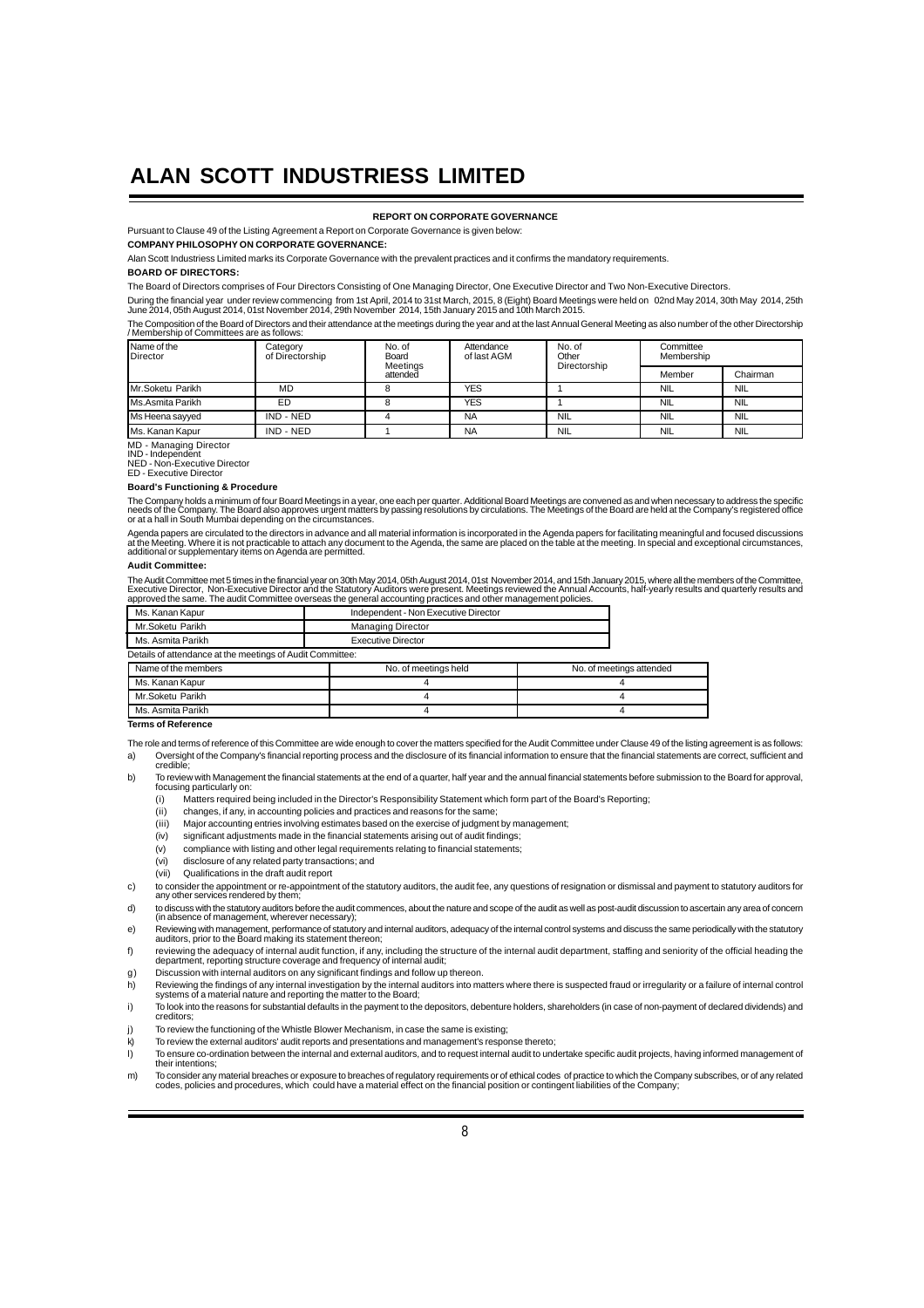# ALAN SCOTT INDUSTRIESS LIMITED

## REPORT ON CORPORATE GOVERNANCE

Pursuant to Clause 49 of the Listing Agreement a Report on Corporate Governance is given below:

**COMPANY PHILOSOPHY ON CORPORATE GOVERNANCE:**

Alan Scott Industriess Limited marks its Corporate Governance with the prevalent practices and it confirms the mandatory requirements.

**BOARD OF DIRECTORS:**

The Board of Directors comprises of Four Directors Consisting of One Managing Director, One Executive Director and Two Non-Executive Directors.

During the financial year under review commencing from 1st April, 2014 to 31st March, 2015, 8 (Eight) Board Meetings were held on 02nd May 2014, 30th May 2014, 25th June 2014, 05th August 2014, 01st November 2014, 29th November 2014, 15th January 2015 and 10th March 2015.

The Composition of the Board of Directors and their attendance at the meetings during the year and at the last Annual General Meeting as also number of the other Directorship / Membership of Committees are as follows:

| Name of the Director | Category of Directorship | No. of Board Meetings attended | Attendance of last AGM | No. of Other Directorship | Committee Membership | |
|---|---|---|---|---|---|---|
| | | | | | Member | Chairman |
| Mr.Soketu Parikh | MD | 8 | YES | 1 | NIL | NIL |
| Ms.Asmita Parikh | ED | 8 | YES | 1 | NIL | NIL |
| Ms Heena sayyed | IND - NED | 4 | NA | NIL | NIL | NIL |
| Ms. Kanan Kapur | IND - NED | 1 | NA | NIL | NIL | NIL |

MD - Managing Director
IND - Independent
NED - Non-Executive Director
ED - Executive Director

**Board's Functioning & Procedure**

The Company holds a minimum of four Board Meetings in a year, one each per quarter. Additional Board Meetings are convened as and when necessary to address the specific needs of the Company. The Board also approves urgent matters by passing resolutions by circulations. The Meetings of the Board are held at the Company's registered office or at a hall in South Mumbai depending on the circumstances.

Agenda papers are circulated to the directors in advance and all material information is incorporated in the Agenda papers for facilitating meaningful and focused discussions at the Meeting. Where it is not practicable to attach any document to the Agenda, the same are placed on the table at the meeting. In special and exceptional circumstances, additional or supplementary items on Agenda are permitted.

**Audit Committee:**

The Audit Committee met 5 times in the financial year on 30th May 2014, 05th August 2014, 01st November 2014, and 15th January 2015, where all the members of the Committee, Executive Director, Non-Executive Director and the Statutory Auditors were present. Meetings reviewed the Annual Accounts, half-yearly results and quarterly results and approved the same. The Audit Committee overseas the general accounting practices and other management policies.

| Ms. Kanan Kapur | Independent - Non Executive Director |
|---|---|
| Mr.Soketu Parikh | Managing Director |
| Ms. Asmita Parikh | Executive Director |

Details of attendance at the meetings of Audit Committee:

| Name of the members | No. of meetings held | No. of meetings attended |
|---|---|---|
| Ms. Kanan Kapur | 4 | 4 |
| Mr.Soketu Parikh | 4 | 4 |
| Ms. Asmita Parikh | 4 | 4 |

**Terms of Reference**

The role and terms of reference of this Committee are wide enough to cover the matters specified for the Audit Committee under Clause 49 of the listing agreement is as follows:

a) Oversight of the Company's financial reporting process and the disclosure of its financial information to ensure that the financial statements are correct, sufficient and credible;

b) To review with Management the financial statements at the end of a quarter, half year and the annual financial statements before submission to the Board for approval, focusing particularly on:
   - (i) Matters required being included in the Director's Responsibility Statement which form part of the Board's Reporting;
   - (ii) changes, if any, in accounting policies and practices and reasons for the same;
   - (iii) Major accounting entries involving estimates based on the exercise of judgment by management;
   - (iv) significant adjustments made in the financial statements arising out of audit findings;
   - (v) compliance with listing and other legal requirements relating to financial statements;
   - (vi) disclosure of any related party transactions; and
   - (vii) Qualifications in the draft audit report

c) to consider the appointment or re-appointment of the statutory auditors, the audit fee, any questions of resignation or dismissal and payment to statutory auditors for any other services rendered by them;

d) to discuss with the statutory auditors before the audit commences, about the nature and scope of the audit as well as post-audit discussion to ascertain any area of concern (in absence of management, wherever necessary);

e) Reviewing with management, performance of statutory and internal auditors, adequacy of the internal control systems and discuss the same periodically with the statutory auditors, prior to the Board making its statement thereon;

f) reviewing the adequacy of internal audit function, if any, including the structure of the internal audit department, staffing and seniority of the official heading the department, reporting structure coverage and frequency of internal audit;

g) Discussion with internal auditors on any significant findings and follow up thereon.

h) Reviewing the findings of any internal investigation by the internal auditors into matters where there is suspected fraud or irregularity or a failure of internal control systems of a material nature and reporting the matter to the Board;

i) To look into the reasons for substantial defaults in the payment to the depositors, debenture holders, shareholders (in case of non-payment of declared dividends) and creditors;

j) To review the functioning of the Whistle Blower Mechanism, in case the same is existing;

k) To review the external auditors' audit reports and presentations and management's response thereto;

l) To ensure co-ordination between the internal and external auditors, and to request internal audit to undertake specific audit projects, having informed management of their intentions;

m) To consider any material breaches or exposure to breaches of regulatory requirements or of ethical codes of practice to which the Company subscribes, or of any related codes, policies and procedures, which could have a material effect on the financial position or contingent liabilities of the Company;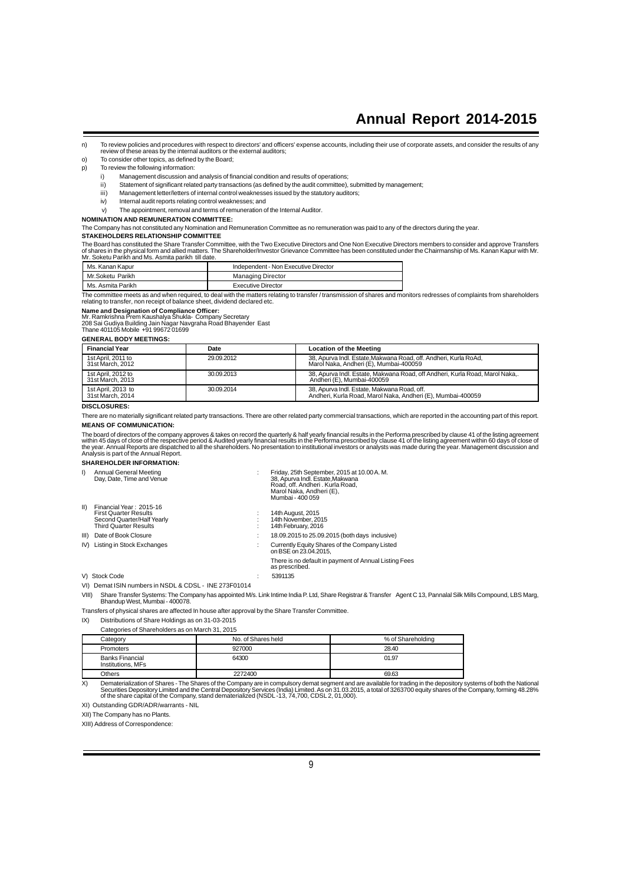n) To review policies and procedures with respect to directors' and officers' expense accounts, including their use of corporate assets, and consider the results of any review of these areas by the internal auditors or the external auditors;

o) To consider other topics, as defined by the Board;

p) To review the following information:

   i) Management discussion and analysis of financial condition and results of operations;

   ii) Statement of significant related party transactions (as defined by the audit committee), submitted by management;

   iii) Management letter/letters of internal control weaknesses issued by the statutory auditors;

   iv) Internal audit reports relating control weaknesses; and

   v) The appointment, removal and terms of remuneration of the Internal Auditor.

**NOMINATION AND REMUNERATION COMMITTEE:**

The Company has not constituted any Nomination and Remuneration Committee as no remuneration was paid to any of the directors during the year.

**STAKEHOLDERS RELATIONSHIP COMMITTEE**

The Board has constituted the Share Transfer Committee, with the Two Executive Directors and One Non Executive Directors members to consider and approve Transfers of shares in the physical form and allied matters. The Shareholder/Investor Grievance Committee has been constituted under the Chairmanship of Ms. Kanan Kapur with Mr. Mr. Soketu Parikh and Ms. Asmita parikh till date.

| | |
|---|---|
| Ms. Kanan Kapur | Independent - Non Executive Director |
| Mr.Soketu Parikh | Managing Director |
| Ms. Asmita Parikh | Executive Director |

The committee meets as and when required, to deal with the matters relating to transfer / transmission of shares and monitors redresses of complaints from shareholders relating to transfer, non receipt of balance sheet, dividend declared etc.

**Name and Designation of Compliance Officer:**
Mr. Ramkrishna Prem Kaushalya Shukla- Company Secretary
208 Sai Gudiya Building Jain Nagar Navgraha Road Bhayender East
Thane 401105 Mobile +91 99672 01699

**GENERAL BODY MEETINGS:**

| Financial Year | Date | Location of the Meeting |
|---|---|---|
| 1st April, 2011 to 31st March, 2012 | 29.09.2012 | 38, Apurva Indl. Estate,Makwana Road, off. Andheri, Kurla RoAd, Marol Naka, Andheri (E), Mumbai-400059 |
| 1st April, 2012 to 31st March, 2013 | 30.09.2013 | 38, Apurva Indl. Estate, Makwana Road, off Andheri, Kurla Road, Marol Naka,. Andheri (E), Mumbai-400059 |
| 1st April, 2013 to 31st March, 2014 | 30.09.2014 | 38, Apurva Indl. Estate, Makwana Road, off. Andheri, Kurla Road, Marol Naka, Andheri (E), Mumbai-400059 |

**DISCLOSURES:**

There are no materially significant related party transactions. There are other related party commercial transactions, which are reported in the accounting part of this report.

**MEANS OF COMMUNICATION:**

The board of directors of the company approves & takes on record the quarterly & half yearly financial results in the Performa prescribed by clause 41 of the listing agreement within 45 days of close of the respective period & Audited yearly financial results in the Performa prescribed by clause 41 of the listing agreement within 60 days of close of the year. Annual Reports are dispatched to all the shareholders. No presentation to institutional investors or analysts was made during the year. Management discussion and Analysis is part of the Annual Report.

**SHAREHOLDER INFORMATION:**

I) Annual General Meeting Day, Date, Time and Venue : Friday, 25th September, 2015 at 10.00 A. M. 38, Apurva Indl. Estate,Makwana Road, off. Andheri . Kurla Road, Marol Naka, Andheri (E), Mumbai - 400 059

II) Financial Year : 2015-16
   - First Quarter Results : 14th August, 2015
   - Second Quarter/Half Yearly : 14th November, 2015
   - Third Quarter Results : 14th February, 2016

III) Date of Book Closure : 18.09.2015 to 25.09.2015 (both days inclusive)

IV) Listing in Stock Exchanges : Currently Equity Shares of the Company Listed on BSE on 23.04.2015,

   There is no default in payment of Annual Listing Fees as prescribed.

V) Stock Code : 5391135

VI) Demat ISIN numbers in NSDL & CDSL - INE 273F01014

VIII) Share Transfer Systems: The Company has appointed M/s. Link Intime India P. Ltd, Share Registrar & Transfer Agent C 13, Pannalal Silk Mills Compound, LBS Marg, Bhandup West, Mumbai - 400078.

Transfers of physical shares are affected In house after approval by the Share Transfer Committee.

IX) Distributions of Share Holdings as on 31-03-2015

Categories of Shareholders as on March 31, 2015

| Category | No. of Shares held | % of Shareholding |
|---|---|---|
| Promoters | 927000 | 28.40 |
| Banks Financial Institutions, MFs | 64300 | 01.97 |
| Others | 2272400 | 69.63 |

X) Dematerialization of Shares - The Shares of the Company are in compulsory demat segment and are available for trading in the depository systems of both the National Securities Depository Limited and the Central Depository Services (India) Limited. As on 31.03.2015, a total of 3263700 equity shares of the Company, forming 48.28% of the share capital of the Company, stand dematerialized (NSDL -13, 74,700, CDSL 2, 01,000).

XI) Outstanding GDR/ADR/warrants - NIL

XII) The Company has no Plants.

XIII) Address of Correspondence: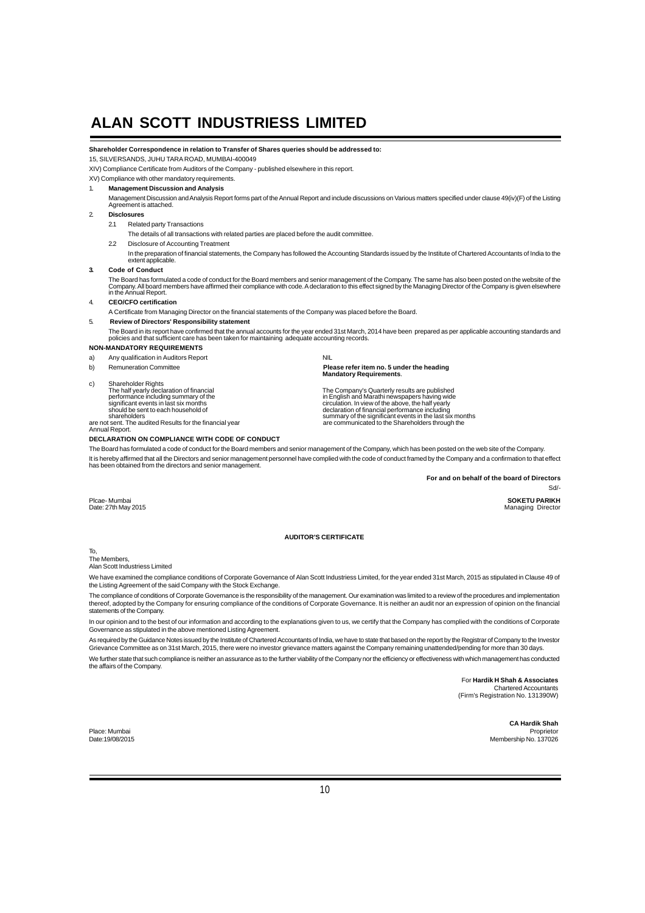**Shareholder Correspondence in relation to Transfer of Shares queries should be addressed to:**

15, SILVERSANDS, JUHU TARA ROAD, MUMBAI-400049

XIV) Compliance Certificate from Auditors of the Company - published elsewhere in this report.

XV) Compliance with other mandatory requirements.

1. **Management Discussion and Analysis**

   Management Discussion and Analysis Report forms part of the Annual Report and include discussions on Various matters specified under clause 49(iv)(F) of the Listing Agreement is attached.

2. **Disclosures**

   2.1 Related party Transactions

   The details of all transactions with related parties are placed before the audit committee.

   2.2 Disclosure of Accounting Treatment

   In the preparation of financial statements, the Company has followed the Accounting Standards issued by the Institute of Chartered Accountants of India to the extent applicable.

3. **Code of Conduct**

   The Board has formulated a code of conduct for the Board members and senior management of the Company. The same has also been posted on the website of the Company. All board members have affirmed their compliance with code. A declaration to this effect signed by the Managing Director of the Company is given elsewhere in the Annual Report.

4. **CEO/CFO certification**

   A Certificate from Managing Director on the financial statements of the Company was placed before the Board.

5. **Review of Directors' Responsibility statement**

   The Board in its report have confirmed that the annual accounts for the year ended 31st March, 2014 have been prepared as per applicable accounting standards and policies and that sufficient care has been taken for maintaining adequate accounting records.

**NON-MANDATORY REQUIREMENTS**

| | | |
|---|---|---|
| a) | Any qualification in Auditors Report | NIL |
| b) | Remuneration Committee | **Please refer item no. 5 under the heading Mandatory Requirements**. |
| c) | Shareholder Rights<br>The half yearly declaration of financial performance including summary of the significant events in last six months should be sent to each household of shareholders | The Company's Quarterly results are published in English and Marathi newspapers having wide circulation. In view of the above, the half yearly declaration of financial performance including summary of the significant events in the last six months are not sent. The audited Results for the financial year are communicated to the Shareholders through the Annual Report. |

**DECLARATION ON COMPLIANCE WITH CODE OF CONDUCT**

The Board has formulated a code of conduct for the Board members and senior management of the Company, which has been posted on the web site of the Company.

It is hereby affirmed that all the Directors and senior management personnel have complied with the code of conduct framed by the Company and a confirmation to that effect has been obtained from the directors and senior management.

**For and on behalf of the board of Directors**

Sd/-

**SOKETU PARIKH**
Managing Director

Plcae- Mumbai
Date: 27th May 2015

**AUDITOR'S CERTIFICATE**

To,
The Members,
Alan Scott Industriess Limited

We have examined the compliance conditions of Corporate Governance of Alan Scott Industriess Limited, for the year ended 31st March, 2015 as stipulated in Clause 49 of the Listing Agreement of the said Company with the Stock Exchange.

The compliance of conditions of Corporate Governance is the responsibility of the management. Our examination was limited to a review of the procedures and implementation thereof, adopted by the Company for ensuring compliance of the conditions of Corporate Governance. It is neither an audit nor an expression of opinion on the financial statements of the Company.

In our opinion and to the best of our information and according to the explanations given to us, we certify that the Company has complied with the conditions of Corporate Governance as stipulated in the above mentioned Listing Agreement.

As required by the Guidance Notes issued by the Institute of Chartered Accountants of India, we have to state that based on the report by the Registrar of Company to the Investor Grievance Committee as on 31st March, 2015, there were no investor grievance matters against the Company remaining unattended/pending for more than 30 days.

We further state that such compliance is neither an assurance as to the further viability of the Company nor the efficiency or effectiveness with which management has conducted the affairs of the Company.

For **Hardik H Shah & Associates**
Chartered Accountants
(Firm's Registration No. 131390W)

**CA Hardik Shah**
Proprietor
Membership No. 137026

Place: Mumbai
Date:19/08/2015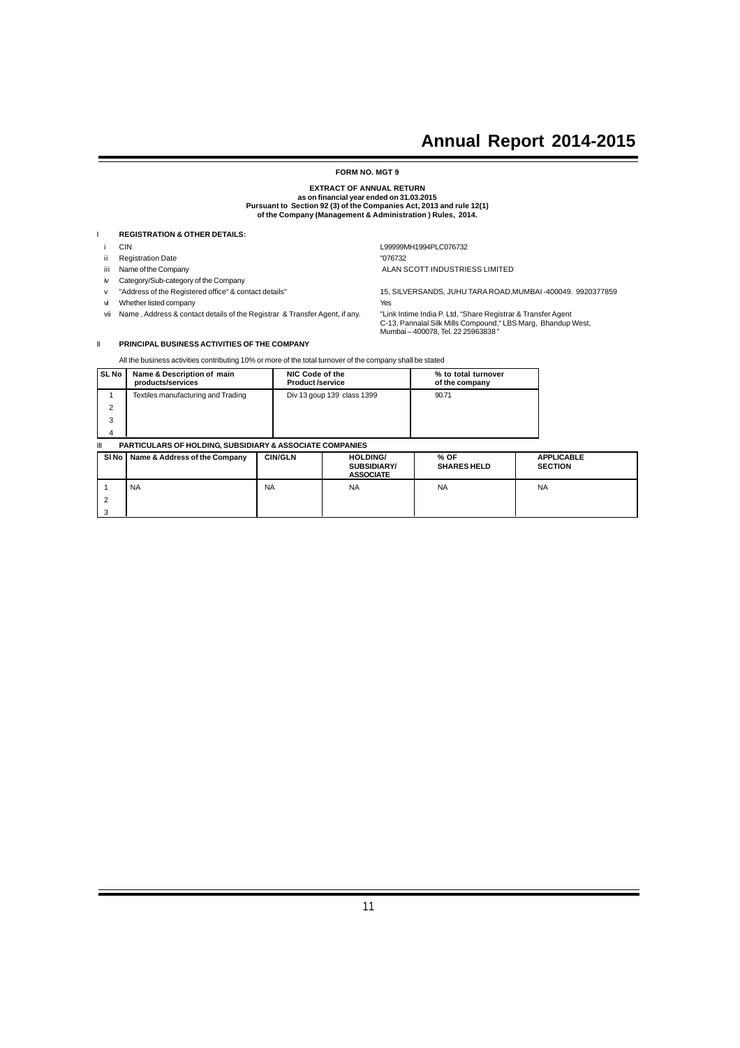**FORM NO. MGT 9**

**EXTRACT OF ANNUAL RETURN**
**as on financial year ended on 31.03.2015**
**Pursuant to Section 92 (3) of the Companies Act, 2013 and rule 12(1)**
**of the Company (Management & Administration ) Rules, 2014.**

## I REGISTRATION & OTHER DETAILS:

| | | |
|---|---|---|
| i | CIN | L99999MH1994PLC076732 |
| ii | Registration Date | "076732 |
| iii | Name of the Company | ALAN SCOTT INDUSTRIESS LIMITED |
| iv | Category/Sub-category of the Company | |
| v | "Address of the Registered office" & contact details" | 15, SILVERSANDS, JUHU TARA ROAD,MUMBAI -400049. 9920377859 |
| vi | Whether listed company | Yes |
| vii | Name , Address & contact details of the Registrar & Transfer Agent, if any. | "Link Intime India P. Ltd, "Share Registrar & Transfer Agent C-13, Pannalal Silk Mills Compound," LBS Marg, Bhandup West, Mumbai – 400078, Tel. 22 25963838 " |

## II PRINCIPAL BUSINESS ACTIVITIES OF THE COMPANY

All the business activities contributing 10% or more of the total turnover of the company shall be stated

| SL No | Name & Description of main products/services | NIC Code of the Product /service | % to total turnover of the company |
|---|---|---|---|
| 1 | Textiles manufacturing and Trading | Div 13 goup 139 class 1399 | 90.71 |
| 2 | | | |
| 3 | | | |
| 4 | | | |

## III PARTICULARS OF HOLDING, SUBSIDIARY & ASSOCIATE COMPANIES

| SI No | Name & Address of the Company | CIN/GLN | HOLDING/ SUBSIDIARY/ ASSOCIATE | % OF SHARES HELD | APPLICABLE SECTION |
|---|---|---|---|---|---|
| 1 | NA | NA | NA | NA | NA |
| 2 | | | | | |
| 3 | | | | | |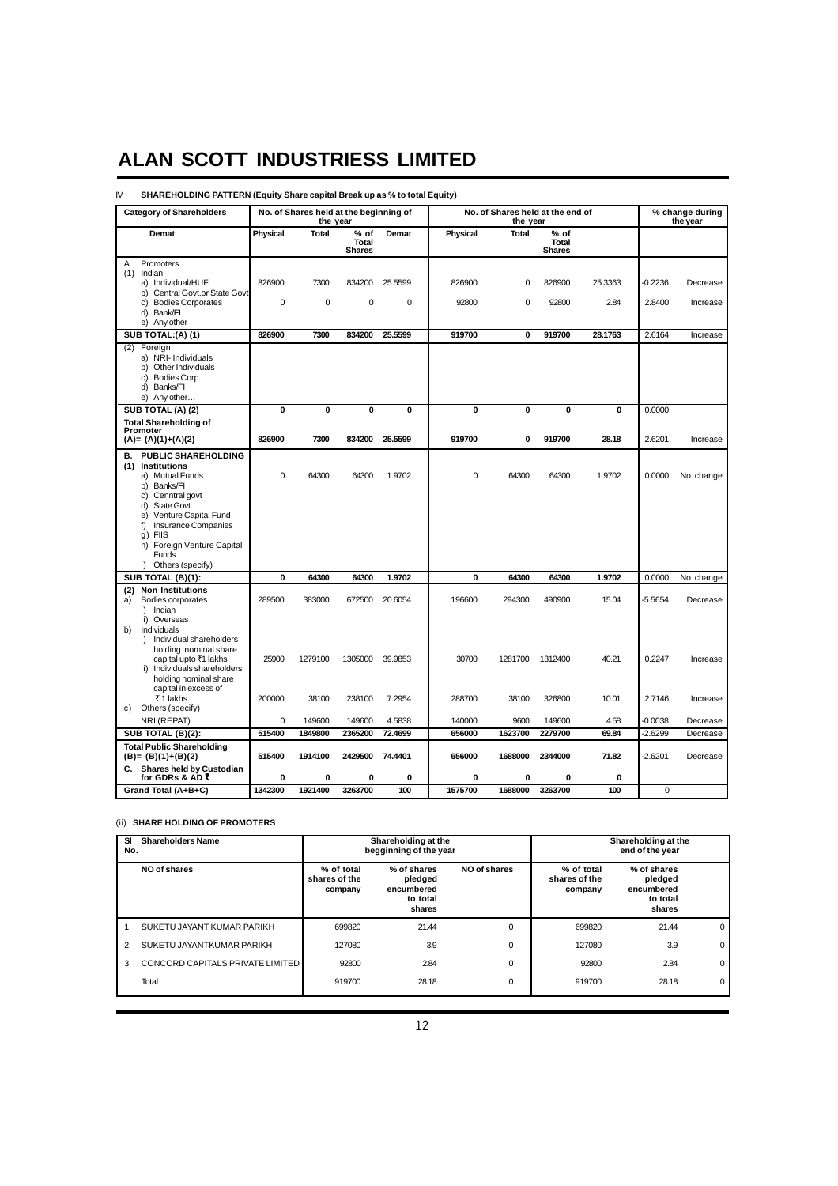# ALAN SCOTT INDUSTRIESS LIMITED

IV **SHAREHOLDING PATTERN (Equity Share capital Break up as % to total Equity)**

| Category of Shareholders | No. of Shares held at the beginning of the year | | | | No. of Shares held at the end of the year | | | | % change during the year | |
|---|---|---|---|---|---|---|---|---|---|---|
| | Demat | Physical | Total | % of Total Shares | Demat | Physical | Total | % of Total Shares | | |
| A. Promoters | | | | | | | | | | |
| (1) Indian | | | | | | | | | | |
| a) Individual/HUF | 826900 | 7300 | 834200 | 25.5599 | 826900 | 0 | 826900 | 25.3363 | -0.2236 | Decrease |
| b) Central Govt.or State Govt | | | | | | | | | | |
| c) Bodies Corporates | 0 | 0 | 0 | 0 | 92800 | 0 | 92800 | 2.84 | 2.8400 | Increase |
| d) Bank/FI | | | | | | | | | | |
| e) Any other | | | | | | | | | | |
| **SUB TOTAL:(A) (1)** | **826900** | **7300** | **834200** | **25.5599** | **919700** | **0** | **919700** | **28.1763** | 2.6164 | Increase |
| (2) Foreign | | | | | | | | | | |
| a) NRI- Individuals | | | | | | | | | | |
| b) Other Individuals | | | | | | | | | | |
| c) Bodies Corp. | | | | | | | | | | |
| d) Banks/FI | | | | | | | | | | |
| e) Any other... | | | | | | | | | | |
| **SUB TOTAL (A) (2)** | **0** | **0** | **0** | **0** | **0** | **0** | **0** | **0** | 0.0000 | |
| **Total Shareholding of Promoter (A)= (A)(1)+(A)(2)** | **826900** | **7300** | **834200** | **25.5599** | **919700** | **0** | **919700** | **28.18** | 2.6201 | Increase |
| **B. PUBLIC SHAREHOLDING** | | | | | | | | | | |
| **(1) Institutions** | | | | | | | | | | |
| a) Mutual Funds | 0 | 64300 | 64300 | 1.9702 | 0 | 64300 | 64300 | 1.9702 | 0.0000 | No change |
| b) Banks/FI | | | | | | | | | | |
| c) Cenntral govt | | | | | | | | | | |
| d) State Govt. | | | | | | | | | | |
| e) Venture Capital Fund | | | | | | | | | | |
| f) Insurance Companies | | | | | | | | | | |
| g) FIIS | | | | | | | | | | |
| h) Foreign Venture Capital Funds | | | | | | | | | | |
| i) Others (specify) | | | | | | | | | | |
| **SUB TOTAL (B)(1):** | **0** | **64300** | **64300** | **1.9702** | **0** | **64300** | **64300** | **1.9702** | 0.0000 | No change |
| **(2) Non Institutions** | | | | | | | | | | |
| a) Bodies corporates | 289500 | 383000 | 672500 | 20.6054 | 196600 | 294300 | 490900 | 15.04 | -5.5654 | Decrease |
| i) Indian | | | | | | | | | | |
| ii) Overseas | | | | | | | | | | |
| b) Individuals | | | | | | | | | | |
| i) Individual shareholders holding nominal share capital upto ₹1 lakhs | 25900 | 1279100 | 1305000 | 39.9853 | 30700 | 1281700 | 1312400 | 40.21 | 0.2247 | Increase |
| ii) Individuals shareholders holding nominal share capital in excess of ₹ 1 lakhs | 200000 | 38100 | 238100 | 7.2954 | 288700 | 38100 | 326800 | 10.01 | 2.7146 | Increase |
| c) Others (specify) | | | | | | | | | | |
| NRI (REPAT) | 0 | 149600 | 149600 | 4.5838 | 140000 | 9600 | 149600 | 4.58 | -0.0038 | Decrease |
| **SUB TOTAL (B)(2):** | **515400** | **1849800** | **2365200** | **72.4699** | **656000** | **1623700** | **2279700** | **69.84** | -2.6299 | Decrease |
| **Total Public Shareholding (B)= (B)(1)+(B)(2)** | **515400** | **1914100** | **2429500** | **74.4401** | **656000** | **1688000** | **2344000** | **71.82** | -2.6201 | Decrease |
| **C. Shares held by Custodian for GDRs & AD ₹** | **0** | **0** | **0** | **0** | **0** | **0** | **0** | **0** | | |
| **Grand Total (A+B+C)** | **1342300** | **1921400** | **3263700** | **100** | **1575700** | **1688000** | **3263700** | **100** | 0 | |

(ii) **SHARE HOLDING OF PROMOTERS**

| Sl No. | Shareholders Name | Shareholding at the begginning of the year | | | Shareholding at the end of the year | | |
|---|---|---|---|---|---|---|---|
| | NO of shares | % of total shares of the company | % of shares pledged encumbered to total shares | NO of shares | % of total shares of the company | % of shares pledged encumbered to total shares | |
| 1 | SUKETU JAYANT KUMAR PARIKH | 699820 | 21.44 | 0 | 699820 | 21.44 | 0 |
| 2 | SUKETU JAYANTKUMAR PARIKH | 127080 | 3.9 | 0 | 127080 | 3.9 | 0 |
| 3 | CONCORD CAPITALS PRIVATE LIMITED | 92800 | 2.84 | 0 | 92800 | 2.84 | 0 |
| | Total | 919700 | 28.18 | 0 | 919700 | 28.18 | 0 |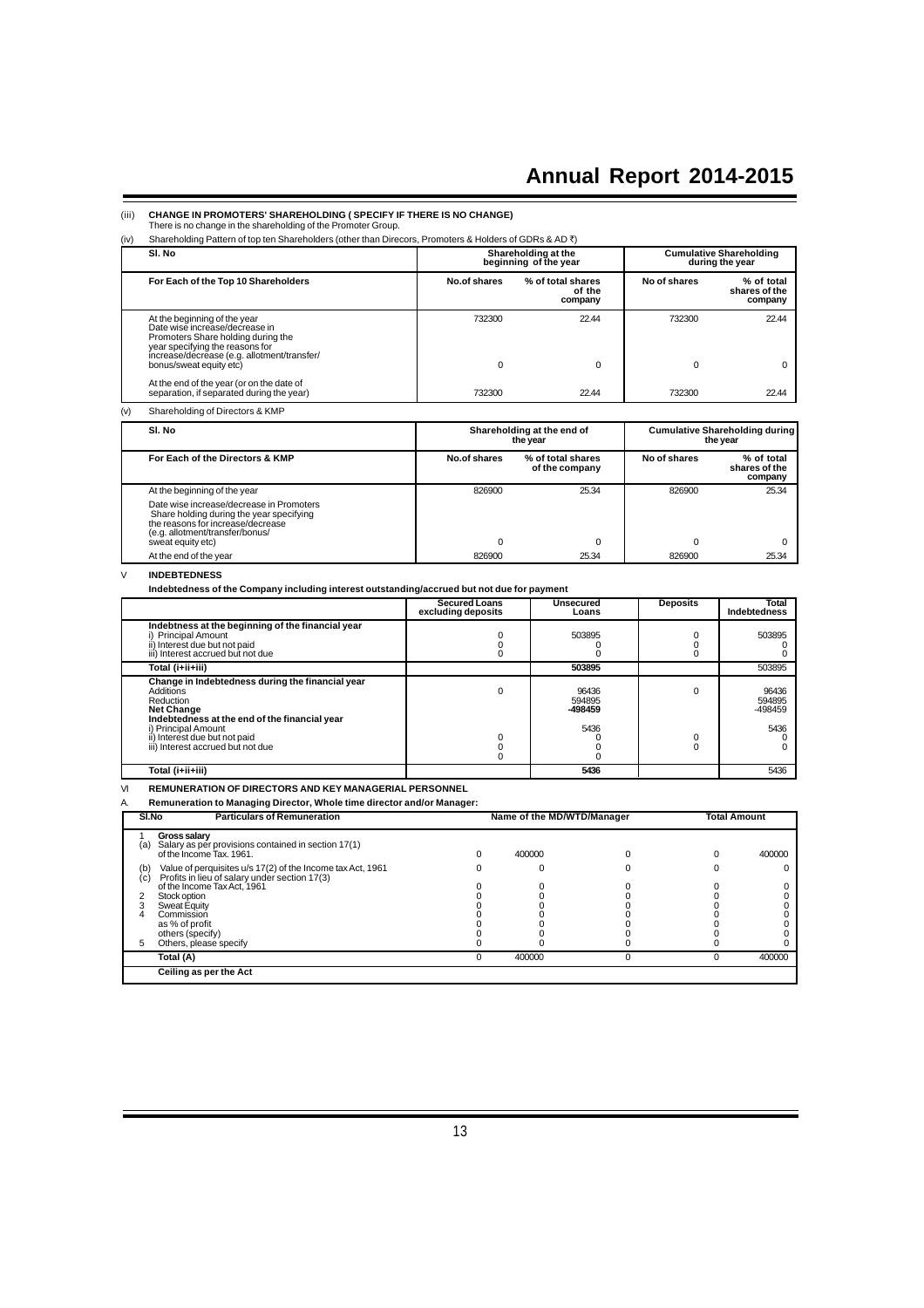(iii) **CHANGE IN PROMOTERS' SHAREHOLDING ( SPECIFY IF THERE IS NO CHANGE)**

There is no change in the shareholding of the Promoter Group.

(iv) Shareholding Pattern of top ten Shareholders (other than Direcors, Promoters & Holders of GDRs & AD ₹)

| Sl. No | Shareholding at the beginning of the year | | Cumulative Shareholding during the year | |
|---|---|---|---|---|
| **For Each of the Top 10 Shareholders** | **No.of shares** | **% of total shares of the company** | **No of shares** | **% of total shares of the company** |
| At the beginning of the year | 732300 | 22.44 | 732300 | 22.44 |
| Date wise increase/decrease in Promoters Share holding during the year specifying the reasons for increase/decrease (e.g. allotment/transfer/ bonus/sweat equity etc) | 0 | 0 | 0 | 0 |
| At the end of the year (or on the date of separation, if separated during the year) | 732300 | 22.44 | 732300 | 22.44 |

(v) Shareholding of Directors & KMP

| Sl. No | Shareholding at the end of the year | | Cumulative Shareholding during the year | |
|---|---|---|---|---|
| **For Each of the Directors & KMP** | **No.of shares** | **% of total shares of the company** | **No of shares** | **% of total shares of the company** |
| At the beginning of the year | 826900 | 25.34 | 826900 | 25.34 |
| Date wise increase/decrease in Promoters Share holding during the year specifying the reasons for increase/decrease (e.g. allotment/transfer/bonus/ sweat equity etc) | 0 | 0 | 0 | 0 |
| At the end of the year | 826900 | 25.34 | 826900 | 25.34 |

V **INDEBTEDNESS**

**Indebtedness of the Company including interest outstanding/accrued but not due for payment**

| | Secured Loans excluding deposits | Unsecured Loans | Deposits | Total Indebtedness |
|---|---|---|---|---|
| **Indebtness at the beginning of the financial year** | | | | |
| i) Principal Amount | 0 | 503895 | 0 | 503895 |
| ii) Interest due but not paid | 0 | 0 | 0 | 0 |
| iii) Interest accrued but not due | 0 | 0 | 0 | 0 |
| **Total (i+ii+iii)** | | **503895** | | 503895 |
| **Change in Indebtedness during the financial year** | | | | |
| Additions | 0 | 96436 | 0 | 96436 |
| Reduction | | 594895 | | 594895 |
| **Net Change** | | **-498459** | | -498459 |
| **Indebtedness at the end of the financial year** | | | | |
| i) Principal Amount | | 5436 | | 5436 |
| ii) Interest due but not paid | 0 | 0 | 0 | 0 |
| iii) Interest accrued but not due | 0 | 0 | 0 | 0 |
| | 0 | 0 | | |
| **Total (i+ii+iii)** | | **5436** | | 5436 |

VI **REMUNERATION OF DIRECTORS AND KEY MANAGERIAL PERSONNEL**

A. **Remuneration to Managing Director, Whole time director and/or Manager:**

| Sl.No | Particulars of Remuneration | Name of the MD/WTD/Manager | | | | Total Amount |
|---|---|---|---|---|---|---|
| 1 | **Gross salary** | | | | | |
| (a) | Salary as per provisions contained in section 17(1) of the Income Tax. 1961. | 0 | 400000 | 0 | 0 | 400000 |
| (b) | Value of perquisites u/s 17(2) of the Income tax Act, 1961 | 0 | 0 | 0 | 0 | 0 |
| (c) | Profits in lieu of salary under section 17(3) of the Income Tax Act, 1961 | 0 | 0 | 0 | 0 | 0 |
| 2 | Stock option | 0 | 0 | 0 | 0 | 0 |
| 3 | Sweat Equity | 0 | 0 | 0 | 0 | 0 |
| 4 | Commission | 0 | 0 | 0 | 0 | 0 |
| | as % of profit | 0 | 0 | 0 | 0 | 0 |
| | others (specify) | 0 | 0 | 0 | 0 | 0 |
| 5 | Others, please specify | 0 | 0 | 0 | 0 | 0 |
| | **Total (A)** | 0 | 400000 | 0 | 0 | 400000 |
| | **Ceiling as per the Act** | | | | | |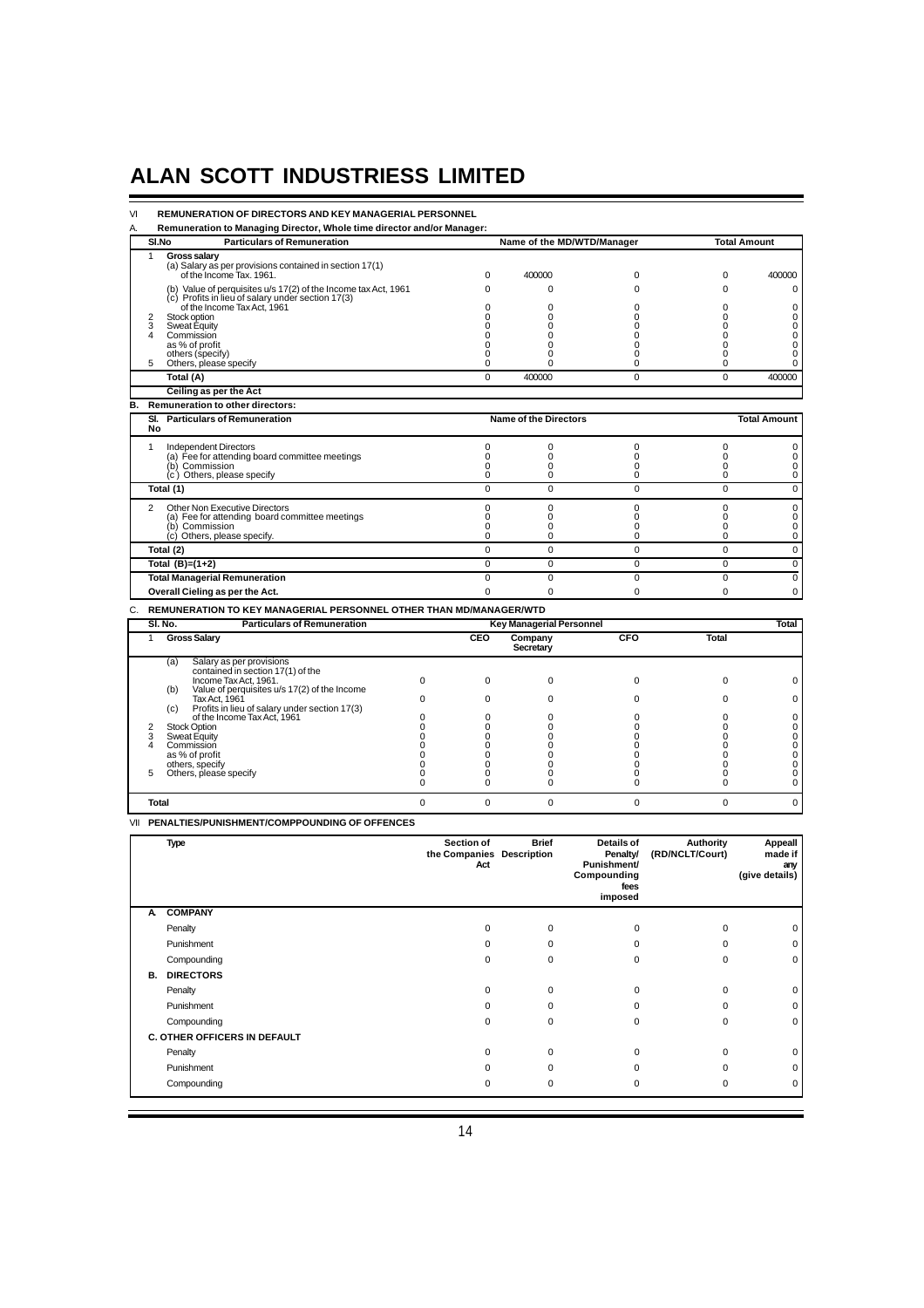# ALAN SCOTT INDUSTRIESS LIMITED

VI **REMUNERATION OF DIRECTORS AND KEY MANAGERIAL PERSONNEL**

A. **Remuneration to Managing Director, Whole time director and/or Manager:**

| Sl.No | Particulars of Remuneration | Name of the MD/WTD/Manager | | | | Total Amount |
|---|---|---|---|---|---|---|
| 1 | **Gross salary** | | | | | |
| | (a) Salary as per provisions contained in section 17(1) of the Income Tax. 1961. | 0 | 400000 | 0 | 0 | 400000 |
| | (b) Value of perquisites u/s 17(2) of the Income tax Act, 1961 | 0 | 0 | 0 | 0 | 0 |
| | (c) Profits in lieu of salary under section 17(3) of the Income Tax Act, 1961 | 0 | 0 | 0 | 0 | 0 |
| 2 | Stock option | 0 | 0 | 0 | 0 | 0 |
| 3 | Sweat Equity | 0 | 0 | 0 | 0 | 0 |
| 4 | Commission | 0 | 0 | 0 | 0 | 0 |
| | as % of profit | 0 | 0 | 0 | 0 | 0 |
| | others (specify) | 0 | 0 | 0 | 0 | 0 |
| 5 | Others, please specify | 0 | 0 | 0 | 0 | 0 |
| | **Total (A)** | 0 | 400000 | 0 | 0 | 400000 |
| | **Ceiling as per the Act** | | | | | |

B. **Remuneration to other directors:**

| Sl. No | Particulars of Remuneration | Name of the Directors | | | | Total Amount |
|---|---|---|---|---|---|---|
| 1 | Independent Directors | 0 | 0 | 0 | 0 | 0 |
| | (a) Fee for attending board committee meetings | 0 | 0 | 0 | 0 | 0 |
| | (b) Commission | 0 | 0 | 0 | 0 | 0 |
| | (c ) Others, please specify | 0 | 0 | 0 | 0 | 0 |
| | **Total (1)** | 0 | 0 | 0 | 0 | 0 |
| 2 | Other Non Executive Directors | 0 | 0 | 0 | 0 | 0 |
| | (a) Fee for attending board committee meetings | 0 | 0 | 0 | 0 | 0 |
| | (b) Commission | 0 | 0 | 0 | 0 | 0 |
| | (c) Others, please specify. | 0 | 0 | 0 | 0 | 0 |
| | **Total (2)** | 0 | 0 | 0 | 0 | 0 |
| | **Total (B)=(1+2)** | 0 | 0 | 0 | 0 | 0 |
| | **Total Managerial Remuneration** | 0 | 0 | 0 | 0 | 0 |
| | **Overall Cieling as per the Act.** | 0 | 0 | 0 | 0 | 0 |

C. **REMUNERATION TO KEY MANAGERIAL PERSONNEL OTHER THAN MD/MANAGER/WTD**

| Sl. No. | Particulars of Remuneration | | Key Managerial Personnel | | | | Total |
|---|---|---|---|---|---|---|---|
| | | | CEO | Company Secretary | CFO | Total | |
| 1 | **Gross Salary** | | | | | | |
| | (a) Salary as per provisions contained in section 17(1) of the Income Tax Act, 1961. | 0 | 0 | 0 | 0 | 0 | 0 |
| | (b) Value of perquisites u/s 17(2) of the Income Tax Act, 1961 | 0 | 0 | 0 | 0 | 0 | 0 |
| | (c) Profits in lieu of salary under section 17(3) of the Income Tax Act, 1961 | 0 | 0 | 0 | 0 | 0 | 0 |
| 2 | Stock Option | 0 | 0 | 0 | 0 | 0 | 0 |
| 3 | Sweat Equity | 0 | 0 | 0 | 0 | 0 | 0 |
| 4 | Commission | 0 | 0 | 0 | 0 | 0 | 0 |
| | as % of profit | 0 | 0 | 0 | 0 | 0 | 0 |
| | others, specify | 0 | 0 | 0 | 0 | 0 | 0 |
| 5 | Others, please specify | 0 | 0 | 0 | 0 | 0 | 0 |
| | | 0 | 0 | 0 | 0 | 0 | 0 |
| | **Total** | 0 | 0 | 0 | 0 | 0 | 0 |

VII **PENALTIES/PUNISHMENT/COMPPOUNDING OF OFFENCES**

| Type | Section of the Companies Act | Brief Description | Details of Penalty/ Punishment/ Compounding fees imposed | Authority (RD/NCLT/Court) | Appeall made if any (give details) |
|---|---|---|---|---|---|
| **A. COMPANY** | | | | | |
| Penalty | 0 | 0 | 0 | 0 | 0 |
| Punishment | 0 | 0 | 0 | 0 | 0 |
| Compounding | 0 | 0 | 0 | 0 | 0 |
| **B. DIRECTORS** | | | | | |
| Penalty | 0 | 0 | 0 | 0 | 0 |
| Punishment | 0 | 0 | 0 | 0 | 0 |
| Compounding | 0 | 0 | 0 | 0 | 0 |
| **C. OTHER OFFICERS IN DEFAULT** | | | | | |
| Penalty | 0 | 0 | 0 | 0 | 0 |
| Punishment | 0 | 0 | 0 | 0 | 0 |
| Compounding | 0 | 0 | 0 | 0 | 0 |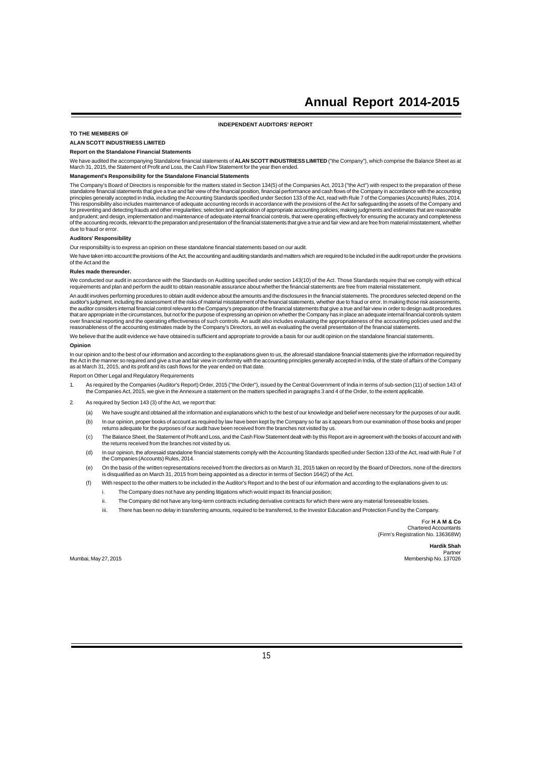## INDEPENDENT AUDITORS' REPORT

**TO THE MEMBERS OF**

**ALAN SCOTT INDUSTRIES LIMITED**

**Report on the Standalone Financial Statements**

We have audited the accompanying Standalone financial statements of **ALAN SCOTT INDUSTRIESS LIMITED** ("the Company"), which comprise the Balance Sheet as at March 31, 2015, the Statement of Profit and Loss, the Cash Flow Statement for the year then ended.

**Management's Responsibility for the Standalone Financial Statements**

The Company's Board of Directors is responsible for the matters stated in Section 134(5) of the Companies Act, 2013 ("the Act") with respect to the preparation of these standalone financial statements that give a true and fair view of the financial position, financial performance and cash flows of the Company in accordance with the accounting principles generally accepted in India, including the Accounting Standards specified under Section 133 of the Act, read with Rule 7 of the Companies (Accounts) Rules, 2014. This responsibility also includes maintenance of adequate accounting records in accordance with the provisions of the Act for safeguarding the assets of the Company and for preventing and detecting frauds and other irregularities; selection and application of appropriate accounting policies; making judgments and estimates that are reasonable and prudent; and design, implementation and maintenance of adequate internal financial controls, that were operating effectively for ensuring the accuracy and completeness of the accounting records, relevant to the preparation and presentation of the financial statements that give a true and fair view and are free from material misstatement, whether due to fraud or error.

**Auditors' Responsibility**

Our responsibility is to express an opinion on these standalone financial statements based on our audit.

We have taken into account the provisions of the Act, the accounting and auditing standards and matters which are required to be included in the audit report under the provisions of the Act and the

**Rules made thereunder.**

We conducted our audit in accordance with the Standards on Auditing specified under section 143(10) of the Act. Those Standards require that we comply with ethical requirements and plan and perform the audit to obtain reasonable assurance about whether the financial statements are free from material misstatement.

An audit involves performing procedures to obtain audit evidence about the amounts and the disclosures in the financial statements. The procedures selected depend on the auditor's judgment, including the assessment of the risks of material misstatement of the financial statements, whether due to fraud or error. In making those risk assessments, the auditor considers internal financial control relevant to the Company's preparation of the financial statements that give a true and fair view in order to design audit procedures that are appropriate in the circumstances, but not for the purpose of expressing an opinion on whether the Company has in place an adequate internal financial controls system over financial reporting and the operating effectiveness of such controls. An audit also includes evaluating the appropriateness of the accounting policies used and the reasonableness of the accounting estimates made by the Company's Directors, as well as evaluating the overall presentation of the financial statements.

We believe that the audit evidence we have obtained is sufficient and appropriate to provide a basis for our audit opinion on the standalone financial statements.

**Opinion**

In our opinion and to the best of our information and according to the explanations given to us, the aforesaid standalone financial statements give the information required by the Act in the manner so required and give a true and fair view in conformity with the accounting principles generally accepted in India, of the state of affairs of the Company as at March 31, 2015, and its profit and its cash flows for the year ended on that date.

Report on Other Legal and Regulatory Requirements

1. As required by the Companies (Auditor's Report) Order, 2015 ("the Order"), issued by the Central Government of India in terms of sub-section (11) of section 143 of the Companies Act, 2015, we give in the Annexure a statement on the matters specified in paragraphs 3 and 4 of the Order, to the extent applicable.

2. As required by Section 143 (3) of the Act, we report that:

   (a) We have sought and obtained all the information and explanations which to the best of our knowledge and belief were necessary for the purposes of our audit.

   (b) In our opinion, proper books of account as required by law have been kept by the Company so far as it appears from our examination of those books and proper returns adequate for the purposes of our audit have been received from the branches not visited by us.

   (c) The Balance Sheet, the Statement of Profit and Loss, and the Cash Flow Statement dealt with by this Report are in agreement with the books of account and with the returns received from the branches not visited by us.

   (d) In our opinion, the aforesaid standalone financial statements comply with the Accounting Standards specified under Section 133 of the Act, read with Rule 7 of the Companies (Accounts) Rules, 2014.

   (e) On the basis of the written representations received from the directors as on March 31, 2015 taken on record by the Board of Directors, none of the directors is disqualified as on March 31, 2015 from being appointed as a director in terms of Section 164(2) of the Act.

   (f) With respect to the other matters to be included in the Auditor's Report and to the best of our information and according to the explanations given to us:

      i. The Company does not have any pending litigations which would impact its financial position;

      ii. The Company did not have any long-term contracts including derivative contracts for which there were any material foreseeable losses.

      iii. There has been no delay in transferring amounts, required to be transferred, to the Investor Education and Protection Fund by the Company.

For **H A M & Co**
Chartered Accountants
(Firm's Registration No. 136368W)

**Hardik Shah**
Partner
Membership No. 137026

Mumbai, May 27, 2015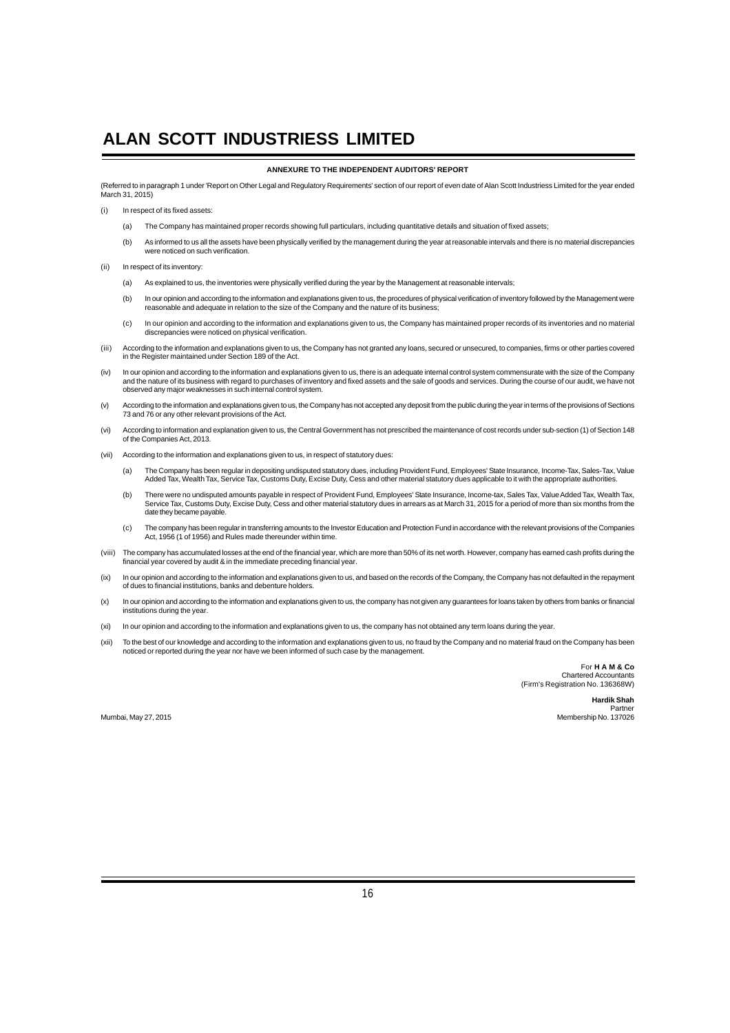# ALAN SCOTT INDUSTRIESS LIMITED

## ANNEXURE TO THE INDEPENDENT AUDITORS' REPORT

(Referred to in paragraph 1 under 'Report on Other Legal and Regulatory Requirements' section of our report of even date of Alan Scott Industriess Limited for the year ended March 31, 2015)

(i) In respect of its fixed assets:

   (a) The Company has maintained proper records showing full particulars, including quantitative details and situation of fixed assets;

   (b) As informed to us all the assets have been physically verified by the management during the year at reasonable intervals and there is no material discrepancies were noticed on such verification.

(ii) In respect of its inventory:

   (a) As explained to us, the inventories were physically verified during the year by the Management at reasonable intervals;

   (b) In our opinion and according to the information and explanations given to us, the procedures of physical verification of inventory followed by the Management were reasonable and adequate in relation to the size of the Company and the nature of its business;

   (c) In our opinion and according to the information and explanations given to us, the Company has maintained proper records of its inventories and no material discrepancies were noticed on physical verification.

(iii) According to the information and explanations given to us, the Company has not granted any loans, secured or unsecured, to companies, firms or other parties covered in the Register maintained under Section 189 of the Act.

(iv) In our opinion and according to the information and explanations given to us, there is an adequate internal control system commensurate with the size of the Company and the nature of its business with regard to purchases of inventory and fixed assets and the sale of goods and services. During the course of our audit, we have not observed any major weaknesses in such internal control system.

(v) According to the information and explanations given to us, the Company has not accepted any deposit from the public during the year in terms of the provisions of Sections 73 and 76 or any other relevant provisions of the Act.

(vi) According to information and explanation given to us, the Central Government has not prescribed the maintenance of cost records under sub-section (1) of Section 148 of the Companies Act, 2013.

(vii) According to the information and explanations given to us, in respect of statutory dues:

   (a) The Company has been regular in depositing undisputed statutory dues, including Provident Fund, Employees' State Insurance, Income-Tax, Sales-Tax, Value Added Tax, Wealth Tax, Service Tax, Customs Duty, Excise Duty, Cess and other material statutory dues applicable to it with the appropriate authorities.

   (b) There were no undisputed amounts payable in respect of Provident Fund, Employees' State Insurance, Income-tax, Sales Tax, Value Added Tax, Wealth Tax, Service Tax, Customs Duty, Excise Duty, Cess and other material statutory dues in arrears as at March 31, 2015 for a period of more than six months from the date they became payable.

   (c) The company has been regular in transferring amounts to the Investor Education and Protection Fund in accordance with the relevant provisions of the Companies Act, 1956 (1 of 1956) and Rules made thereunder within time.

(viii) The company has accumulated losses at the end of the financial year, which are more than 50% of its net worth. However, company has earned cash profits during the financial year covered by audit & in the immediate preceding financial year.

(ix) In our opinion and according to the information and explanations given to us, and based on the records of the Company, the Company has not defaulted in the repayment of dues to financial institutions, banks and debenture holders.

(x) In our opinion and according to the information and explanations given to us, the company has not given any guarantees for loans taken by others from banks or financial institutions during the year.

(xi) In our opinion and according to the information and explanations given to us, the company has not obtained any term loans during the year.

(xii) To the best of our knowledge and according to the information and explanations given to us, no fraud by the Company and no material fraud on the Company has been noticed or reported during the year nor have we been informed of such case by the management.

For **H A M & Co**
Chartered Accountants
(Firm's Registration No. 136368W)

**Hardik Shah**
Partner
Membership No. 137026

Mumbai, May 27, 2015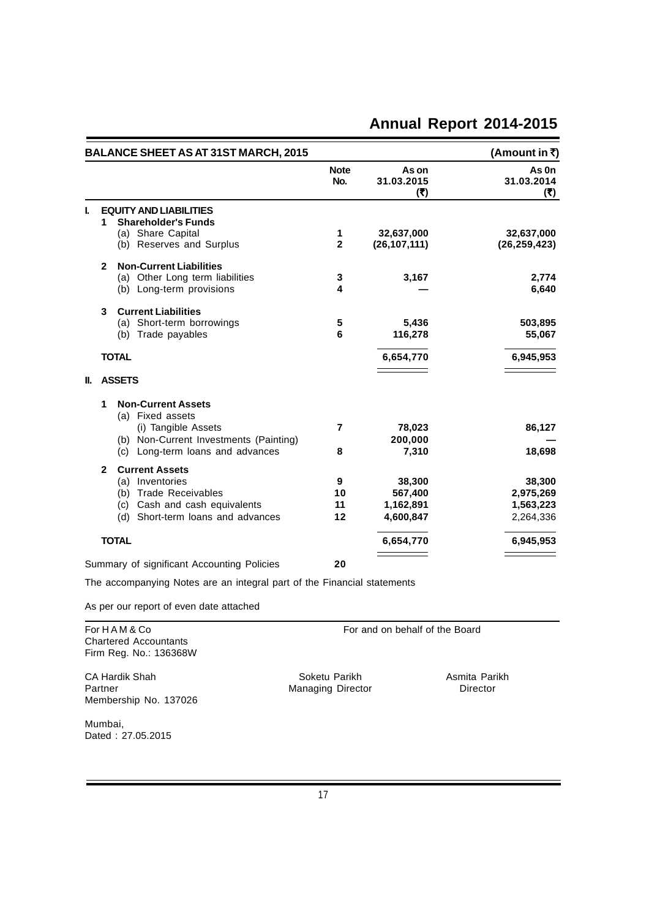## BALANCE SHEET AS AT 31ST MARCH, 2015

(Amount in ₹)

| | Note No. | As on 31.03.2015 (₹) | As 0n 31.03.2014 (₹) |
|---|---|---|---|
| **I. EQUITY AND LIABILITIES** | | | |
| **1 Shareholder's Funds** | | | |
| (a) Share Capital | 1 | 32,637,000 | 32,637,000 |
| (b) Reserves and Surplus | 2 | (26,107,111) | (26,259,423) |
| **2 Non-Current Liabilities** | | | |
| (a) Other Long term liabilities | 3 | 3,167 | 2,774 |
| (b) Long-term provisions | 4 | — | 6,640 |
| **3 Current Liabilities** | | | |
| (a) Short-term borrowings | 5 | 5,436 | 503,895 |
| (b) Trade payables | 6 | 116,278 | 55,067 |
| **TOTAL** | | 6,654,770 | 6,945,953 |
| **II. ASSETS** | | | |
| **1 Non-Current Assets** | | | |
| (a) Fixed assets | | | |
| (i) Tangible Assets | 7 | 78,023 | 86,127 |
| (b) Non-Current Investments (Painting) | | 200,000 | — |
| (c) Long-term loans and advances | 8 | 7,310 | 18,698 |
| **2 Current Assets** | | | |
| (a) Inventories | 9 | 38,300 | 38,300 |
| (b) Trade Receivables | 10 | 567,400 | 2,975,269 |
| (c) Cash and cash equivalents | 11 | 1,162,891 | 1,563,223 |
| (d) Short-term loans and advances | 12 | 4,600,847 | 2,264,336 |
| **TOTAL** | | 6,654,770 | 6,945,953 |
| Summary of significant Accounting Policies | 20 | | |

The accompanying Notes are an integral part of the Financial statements

As per our report of even date attached

For H A M & Co
Chartered Accountants
Firm Reg. No.: 136368W

CA Hardik Shah
Partner
Membership No. 137026

For and on behalf of the Board

Soketu Parikh
Managing Director

Asmita Parikh
Director

Mumbai,
Dated : 27.05.2015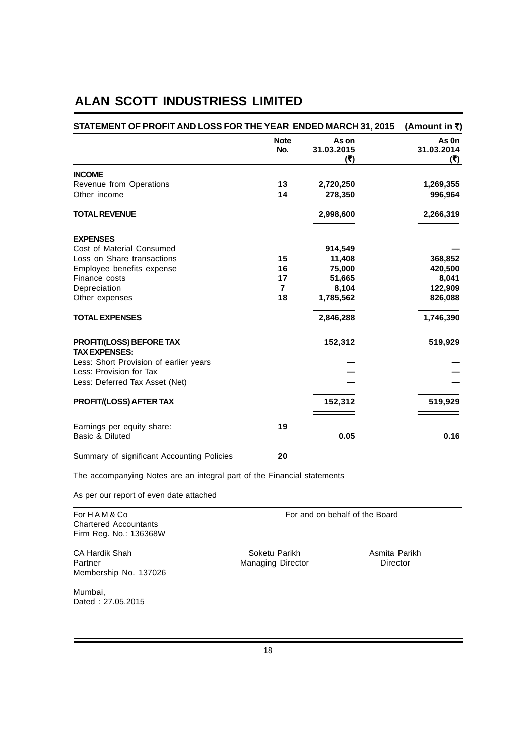# ALAN SCOTT INDUSTRIESS LIMITED

## STATEMENT OF PROFIT AND LOSS FOR THE YEAR ENDED MARCH 31, 2015 (Amount in ₹)

| | Note No. | As on 31.03.2015 (₹) | As 0n 31.03.2014 (₹) |
|---|---|---|---|
| **INCOME** | | | |
| Revenue from Operations | 13 | 2,720,250 | 1,269,355 |
| Other income | 14 | 278,350 | 996,964 |
| **TOTAL REVENUE** | | 2,998,600 | 2,266,319 |
| **EXPENSES** | | | |
| Cost of Material Consumed | | 914,549 | — |
| Loss on Share transactions | 15 | 11,408 | 368,852 |
| Employee benefits expense | 16 | 75,000 | 420,500 |
| Finance costs | 17 | 51,665 | 8,041 |
| Depreciation | 7 | 8,104 | 122,909 |
| Other expenses | 18 | 1,785,562 | 826,088 |
| **TOTAL EXPENSES** | | 2,846,288 | 1,746,390 |
| **PROFIT/(LOSS) BEFORE TAX** | | 152,312 | 519,929 |
| **TAX EXPENSES:** | | | |
| Less: Short Provision of earlier years | | — | — |
| Less: Provision for Tax | | — | — |
| Less: Deferred Tax Asset (Net) | | — | — |
| **PROFIT/(LOSS) AFTER TAX** | | 152,312 | 519,929 |
| Earnings per equity share: | 19 | | |
| Basic & Diluted | | 0.05 | 0.16 |
| Summary of significant Accounting Policies | 20 | | |

The accompanying Notes are an integral part of the Financial statements

As per our report of even date attached

For H A M & Co
Chartered Accountants
Firm Reg. No.: 136368W

CA Hardik Shah
Partner
Membership No. 137026

For and on behalf of the Board

Soketu Parikh
Managing Director

Asmita Parikh
Director

Mumbai,
Dated : 27.05.2015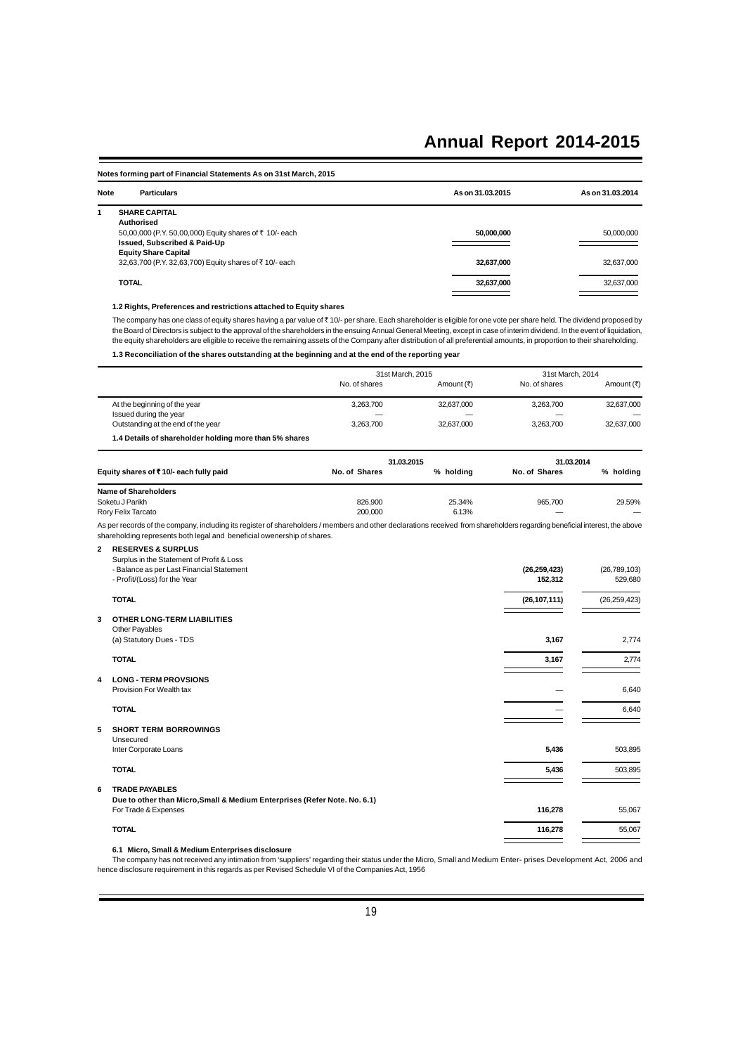**Notes forming part of Financial Statements As on 31st March, 2015**

| Note | Particulars | As on 31.03.2015 | As on 31.03.2014 |
|---|---|---|---|
| 1 | **SHARE CAPITAL** | | |
| | **Authorised** | | |
| | 50,00,000 (P.Y. 50,00,000) Equity shares of ₹ 10/- each | **50,000,000** | 50,000,000 |
| | **Issued, Subscribed & Paid-Up** | | |
| | **Equity Share Capital** | | |
| | 32,63,700 (P.Y. 32,63,700) Equity shares of ₹ 10/- each | **32,637,000** | 32,637,000 |
| | **TOTAL** | **32,637,000** | 32,637,000 |

**1.2 Rights, Preferences and restrictions attached to Equity shares**

The company has one class of equity shares having a par value of ₹ 10/- per share. Each shareholder is eligible for one vote per share held. The dividend proposed by the Board of Directors is subject to the approval of the shareholders in the ensuing Annual General Meeting, except in case of interim dividend. In the event of liquidation, the equity shareholders are eligible to receive the remaining assets of the Company after distribution of all preferential amounts, in proportion to their shareholding.

**1.3 Reconciliation of the shares outstanding at the beginning and at the end of the reporting year**

| | 31st March, 2015 | | 31st March, 2014 | |
|---|---|---|---|---|
| | No. of shares | Amount (₹) | No. of shares | Amount (₹) |
| At the beginning of the year | 3,263,700 | 32,637,000 | 3,263,700 | 32,637,000 |
| Issued during the year | — | — | — | — |
| Outstanding at the end of the year | 3,263,700 | 32,637,000 | 3,263,700 | 32,637,000 |

**1.4 Details of shareholder holding more than 5% shares**

| Equity shares of ₹ 10/- each fully paid | 31.03.2015 | | 31.03.2014 | |
|---|---|---|---|---|
| | **No. of Shares** | **% holding** | **No. of Shares** | **% holding** |
| **Name of Shareholders** | | | | |
| Soketu J Parikh | 826,900 | 25.34% | 965,700 | 29.59% |
| Rory Felix Tarcato | 200,000 | 6.13% | — | — |

As per records of the company, including its register of shareholders / members and other declarations received from shareholders regarding beneficial interest, the above shareholding represents both legal and beneficial owenership of shares.

| Note | Particulars | As on 31.03.2015 | As on 31.03.2014 |
|---|---|---|---|
| 2 | **RESERVES & SURPLUS** | | |
| | Surplus in the Statement of Profit & Loss | | |
| | - Balance as per Last Financial Statement | **(26,259,423)** | (26,789,103) |
| | - Profit/(Loss) for the Year | **152,312** | 529,680 |
| | **TOTAL** | **(26,107,111)** | (26,259,423) |
| 3 | **OTHER LONG-TERM LIABILITIES** | | |
| | Other Payables | | |
| | (a) Statutory Dues - TDS | **3,167** | 2,774 |
| | **TOTAL** | **3,167** | 2,774 |
| 4 | **LONG - TERM PROVSIONS** | | |
| | Provision For Wealth tax | — | 6,640 |
| | **TOTAL** | — | 6,640 |
| 5 | **SHORT TERM BORROWINGS** | | |
| | Unsecured | | |
| | Inter Corporate Loans | **5,436** | 503,895 |
| | **TOTAL** | **5,436** | 503,895 |
| 6 | **TRADE PAYABLES** | | |
| | **Due to other than Micro,Small & Medium Enterprises (Refer Note. No. 6.1)** | | |
| | For Trade & Expenses | **116,278** | 55,067 |
| | **TOTAL** | **116,278** | 55,067 |

**6.1 Micro, Small & Medium Enterprises disclosure**

The company has not received any intimation from 'suppliers' regarding their status under the Micro, Small and Medium Enter- prises Development Act, 2006 and hence disclosure requirement in this regards as per Revised Schedule VI of the Companies Act, 1956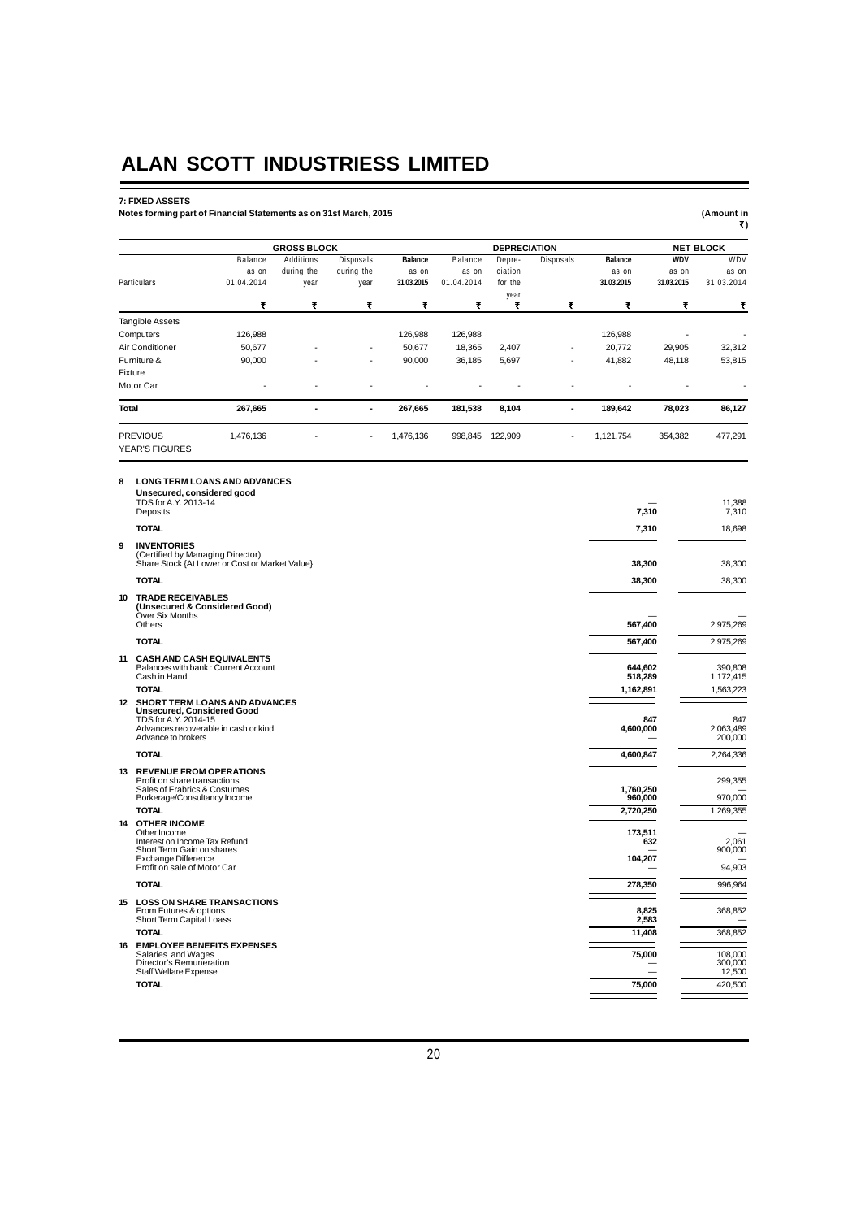# ALAN SCOTT INDUSTRIESS LIMITED

**7: FIXED ASSETS**

**Notes forming part of Financial Statements as on 31st March, 2015**

**(Amount in ₹)**

| Particulars | GROSS BLOCK | | | | DEPRECIATION | | | | NET BLOCK | |
|---|---|---|---|---|---|---|---|---|---|---|
| | Balance as on 01.04.2014 | Additions during the year | Disposals during the year | Balance as on 31.03.2015 | Balance as on 01.04.2014 | Depre-ciation for the year | Disposals | Balance as on 31.03.2015 | WDV as on 31.03.2015 | WDV as on 31.03.2014 |
| | ₹ | ₹ | ₹ | ₹ | ₹ | ₹ | ₹ | ₹ | ₹ | ₹ |
| Tangible Assets | | | | | | | | | | |
| Computers | 126,988 | | - | 126,988 | 126,988 | | | 126,988 | - | - |
| Air Conditioner | 50,677 | - | - | 50,677 | 18,365 | 2,407 | - | 20,772 | 29,905 | 32,312 |
| Furniture & Fixture | 90,000 | - | - | 90,000 | 36,185 | 5,697 | - | 41,882 | 48,118 | 53,815 |
| Motor Car | - | - | - | - | - | - | - | - | - | - |
| **Total** | **267,665** | **-** | **-** | **267,665** | **181,538** | **8,104** | **-** | **189,642** | **78,023** | **86,127** |
| PREVIOUS YEAR'S FIGURES | 1,476,136 | - | - | 1,476,136 | 998,845 | 122,909 | - | 1,121,754 | 354,382 | 477,291 |

| | | 31.03.2015 | 31.03.2014 |
|---|---|---|---|
| **8** | **LONG TERM LOANS AND ADVANCES** | | |
| | **Unsecured, considered good** | | |
| | TDS for A.Y. 2013-14 | — | 11,388 |
| | Deposits | **7,310** | 7,310 |
| | **TOTAL** | **7,310** | 18,698 |
| **9** | **INVENTORIES** | | |
| | (Certified by Managing Director) | | |
| | Share Stock {At Lower or Cost or Market Value} | **38,300** | 38,300 |
| | **TOTAL** | **38,300** | 38,300 |
| **10** | **TRADE RECEIVABLES** | | |
| | **(Unsecured & Considered Good)** | | |
| | Over Six Months | — | — |
| | Others | **567,400** | 2,975,269 |
| | **TOTAL** | **567,400** | 2,975,269 |
| **11** | **CASH AND CASH EQUIVALENTS** | | |
| | Balances with bank : Current Account | **644,602** | 390,808 |
| | Cash in Hand | **518,289** | 1,172,415 |
| | **TOTAL** | **1,162,891** | 1,563,223 |
| **12** | **SHORT TERM LOANS AND ADVANCES** | | |
| | **Unsecured, Considered Good** | | |
| | TDS for A.Y. 2014-15 | **847** | 847 |
| | Advances recoverable in cash or kind | **4,600,000** | 2,063,489 |
| | Advance to brokers | — | 200,000 |
| | **TOTAL** | **4,600,847** | 2,264,336 |
| **13** | **REVENUE FROM OPERATIONS** | | |
| | Profit on share transactions | | 299,355 |
| | Sales of Frabrics & Costumes | **1,760,250** | — |
| | Borkerage/Consultancy Income | **960,000** | 970,000 |
| | **TOTAL** | **2,720,250** | 1,269,355 |
| **14** | **OTHER INCOME** | | |
| | Other Income | **173,511** | — |
| | Interest on Income Tax Refund | **632** | 2,061 |
| | Short Term Gain on shares | — | 900,000 |
| | Exchange Difference | **104,207** | — |
| | Profit on sale of Motor Car | — | 94,903 |
| | **TOTAL** | **278,350** | 996,964 |
| **15** | **LOSS ON SHARE TRANSACTIONS** | | |
| | From Futures & options | **8,825** | 368,852 |
| | Short Term Capital Loass | **2,583** | — |
| | **TOTAL** | **11,408** | 368,852 |
| **16** | **EMPLOYEE BENEFITS EXPENSES** | | |
| | Salaries and Wages | **75,000** | 108,000 |
| | Director's Remuneration | — | 300,000 |
| | Staff Welfare Expense | — | 12,500 |
| | **TOTAL** | **75,000** | 420,500 |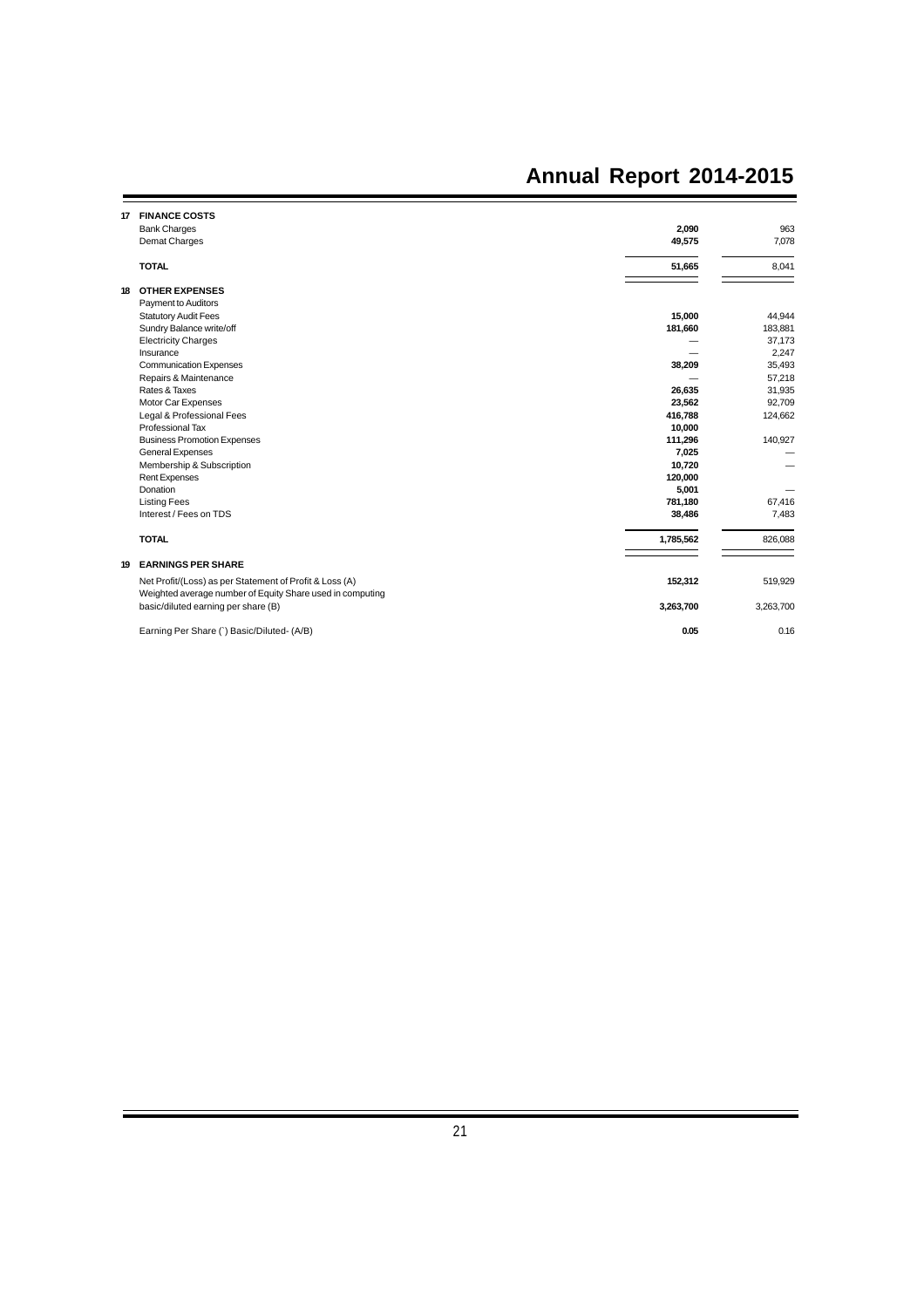| | | | |
|---|---|---|---|
| **17** | **FINANCE COSTS** | | |
| | Bank Charges | **2,090** | 963 |
| | Demat Charges | **49,575** | 7,078 |
| | **TOTAL** | **51,665** | 8,041 |
| **18** | **OTHER EXPENSES** | | |
| | Payment to Auditors | | |
| | Statutory Audit Fees | **15,000** | 44,944 |
| | Sundry Balance write/off | **181,660** | 183,881 |
| | Electricity Charges | — | 37,173 |
| | Insurance | — | 2,247 |
| | Communication Expenses | **38,209** | 35,493 |
| | Repairs & Maintenance | — | 57,218 |
| | Rates & Taxes | **26,635** | 31,935 |
| | Motor Car Expenses | **23,562** | 92,709 |
| | Legal & Professional Fees | **416,788** | 124,662 |
| | Professional Tax | **10,000** | |
| | Business Promotion Expenses | **111,296** | 140,927 |
| | General Expenses | **7,025** | — |
| | Membership & Subscription | **10,720** | — |
| | Rent Expenses | **120,000** | |
| | Donation | **5,001** | — |
| | Listing Fees | **781,180** | 67,416 |
| | Interest / Fees on TDS | **38,486** | 7,483 |
| | **TOTAL** | **1,785,562** | 826,088 |
| **19** | **EARNINGS PER SHARE** | | |
| | Net Profit/(Loss) as per Statement of Profit & Loss (A) | **152,312** | 519,929 |
| | Weighted average number of Equity Share used in computing basic/diluted earning per share (B) | **3,263,700** | 3,263,700 |
| | Earning Per Share (`) Basic/Diluted- (A/B) | **0.05** | 0.16 |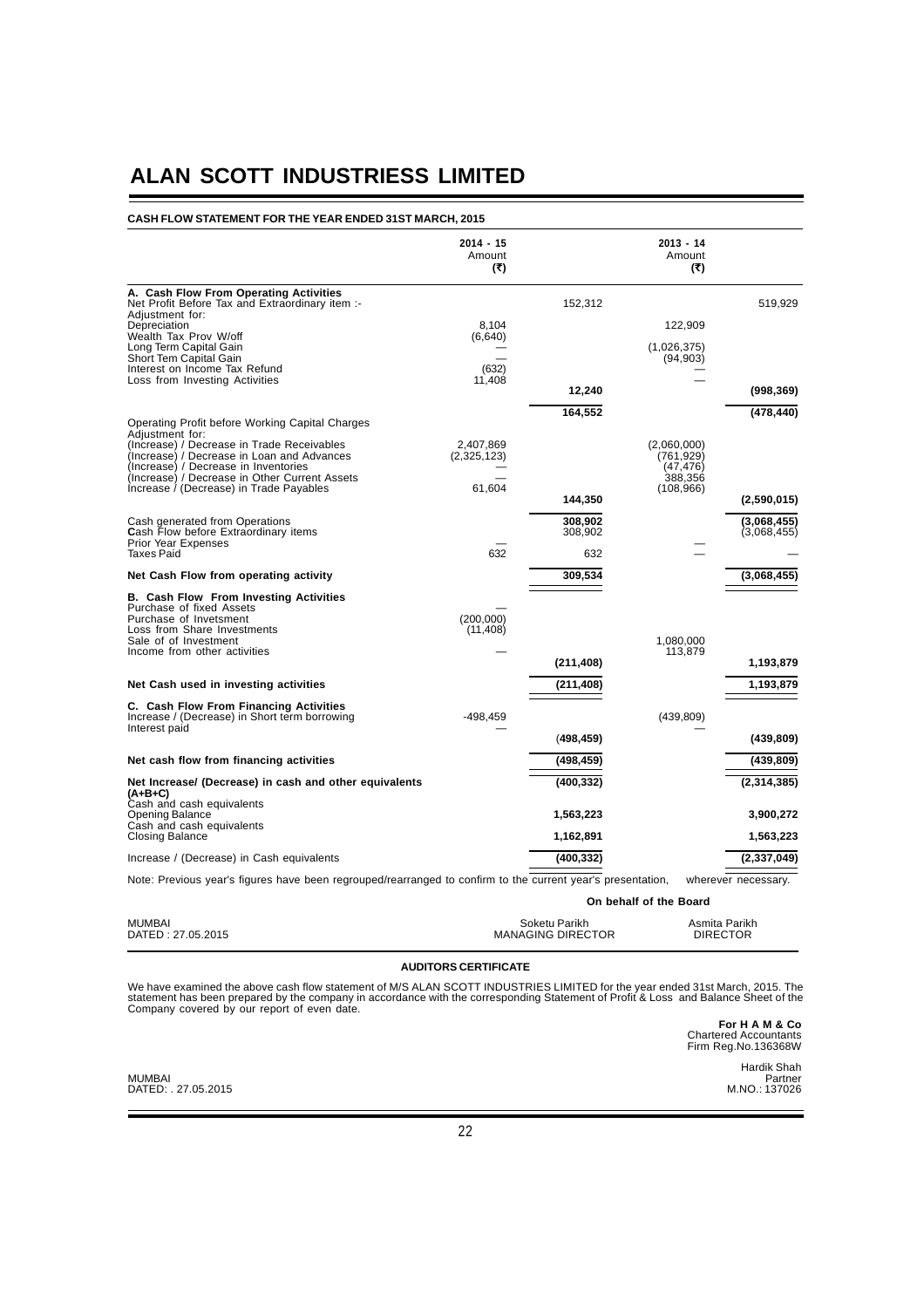# ALAN SCOTT INDUSTRIESS LIMITED

**CASH FLOW STATEMENT FOR THE YEAR ENDED 31ST MARCH, 2015**

| | 2014 - 15 Amount (₹) | | 2013 - 14 Amount (₹) | |
|---|---|---|---|---|
| **A. Cash Flow From Operating Activities** | | | | |
| Net Profit Before Tax and Extraordinary item :- | | 152,312 | | 519,929 |
| Adjustment for: | | | | |
| Depreciation | 8,104 | | 122,909 | |
| Wealth Tax Prov W/off | (6,640) | | | |
| Long Term Capital Gain | — | | (1,026,375) | |
| Short Tem Capital Gain | — | | (94,903) | |
| Interest on Income Tax Refund | (632) | | — | |
| Loss from Investing Activities | 11,408 | | — | |
| | | 12,240 | | (998,369) |
| | | 164,552 | | (478,440) |
| Operating Profit before Working Capital Charges | | | | |
| Adjustment for: | | | | |
| (Increase) / Decrease in Trade Receivables | 2,407,869 | | (2,060,000) | |
| (Increase) / Decrease in Loan and Advances | (2,325,123) | | (761,929) | |
| (Increase) / Decrease in Inventories | — | | (47,476) | |
| (Increase) / Decrease in Other Current Assets | — | | 388,356 | |
| Increase / (Decrease) in Trade Payables | 61,604 | | (108,966) | |
| | | 144,350 | | (2,590,015) |
| Cash generated from Operations | | 308,902 | | (3,068,455) |
| Cash Flow before Extraordinary items | | 308,902 | | (3,068,455) |
| Prior Year Expenses | — | | — | |
| Taxes Paid | 632 | 632 | — | — |
| **Net Cash Flow from operating activity** | | 309,534 | | (3,068,455) |
| **B. Cash Flow From Investing Activities** | | | | |
| Purchase of fixed Assets | — | | | |
| Purchase of Invetsment | (200,000) | | | |
| Loss from Share Investments | (11,408) | | | |
| Sale of of Investment | | | 1,080,000 | |
| Income from other activities | — | | 113,879 | |
| | | (211,408) | | 1,193,879 |
| **Net Cash used in investing activities** | | (211,408) | | 1,193,879 |
| **C. Cash Flow From Financing Activities** | | | | |
| Increase / (Decrease) in Short term borrowing | -498,459 | | (439,809) | |
| Interest paid | — | | — | |
| | | (498,459) | | (439,809) |
| **Net cash flow from financing activities** | | (498,459) | | (439,809) |
| **Net Increase/ (Decrease) in cash and other equivalents (A+B+C)** | | (400,332) | | (2,314,385) |
| Cash and cash equivalents Opening Balance | | 1,563,223 | | 3,900,272 |
| Cash and cash equivalents Closing Balance | | 1,162,891 | | 1,563,223 |
| Increase / (Decrease) in Cash equivalents | | (400,332) | | (2,337,049) |

Note: Previous year's figures have been regrouped/rearranged to confirm to the current year's presentation, wherever necessary.

**On behalf of the Board**

MUMBAI
DATED : 27.05.2015

Soketu Parikh
MANAGING DIRECTOR

Asmita Parikh
DIRECTOR

**AUDITORS CERTIFICATE**

We have examined the above cash flow statement of M/S ALAN SCOTT INDUSTRIES LIMITED for the year ended 31st March, 2015. The statement has been prepared by the company in accordance with the corresponding Statement of Profit & Loss and Balance Sheet of the Company covered by our report of even date.

**For H A M & Co**
Chartered Accountants
Firm Reg.No.136368W

Hardik Shah
Partner
M.NO.: 137026

MUMBAI
DATED: . 27.05.2015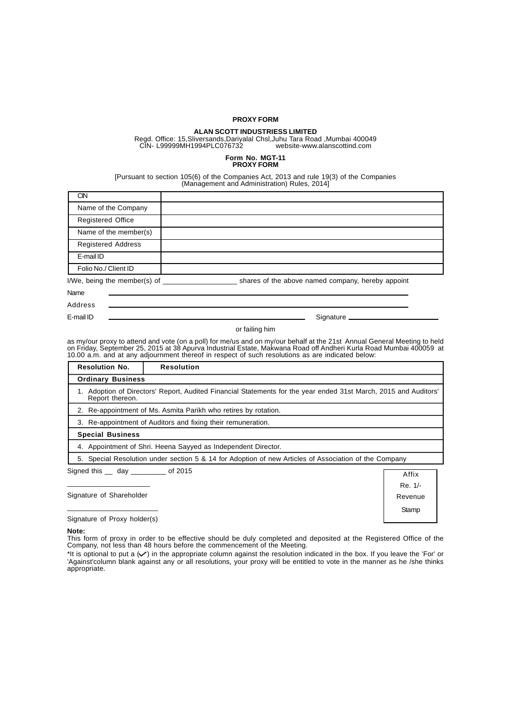**PROXY FORM**

**ALAN SCOTT INDUSTRIESS LIMITED**

Regd. Office: 15,Sliversands,Dariyalal Chsl,Juhu Tara Road ,Mumbai 400049
CIN- L99999MH1994PLC076732 website-www.alanscottind.com

**Form No. MGT-11**
**PROXY FORM**

[Pursuant to section 105(6) of the Companies Act, 2013 and rule 19(3) of the Companies (Management and Administration) Rules, 2014]

| CIN | |
|---|---|
| Name of the Company | |
| Registered Office | |
| Name of the member(s) | |
| Registered Address | |
| E-mail ID | |
| Folio No./ Client ID | |

I/We, being the member(s) of __________________ shares of the above named company, hereby appoint

Name ______________________________________________

Address ______________________________________________

E-mail ID ______________________________ Signature ____________________

or failing him

as my/our proxy to attend and vote (on a poll) for me/us and on my/our behalf at the 21st Annual General Meeting to held on Friday, September 25, 2015 at 38 Apurva Industrial Estate, Makwana Road off Andheri Kurla Road Mumbai 400059 at 10.00 a.m. and at any adjournment thereof in respect of such resolutions as are indicated below:

| Resolution No. | Resolution |
|---|---|
| **Ordinary Business** | |
| 1. Adoption of Directors' Report, Audited Financial Statements for the year ended 31st March, 2015 and Auditors' Report thereon. | |
| 2. Re-appointment of Ms. Asmita Parikh who retires by rotation. | |
| 3. Re-appointment of Auditors and fixing their remuneration. | |
| **Special Business** | |
| 4. Appointment of Shri. Heena Sayyed as Independent Director. | |
| 5. Special Resolution under section 5 & 14 for Adoption of new Articles of Association of the Company | |

Signed this __ day _________ of 2015

____________________

Signature of Shareholder

______________________

Signature of Proxy holder(s)

Affix
Re. 1/-
Revenue
Stamp

**Note:**

This form of proxy in order to be effective should be duly completed and deposited at the Registered Office of the Company, not less than 48 hours before the commencement of the Meeting.

*It is optional to put a (✓) in the appropriate column against the resolution indicated in the box. If you leave the 'For' or 'Against'column blank against any or all resolutions, your proxy will be entitled to vote in the manner as he /she thinks appropriate.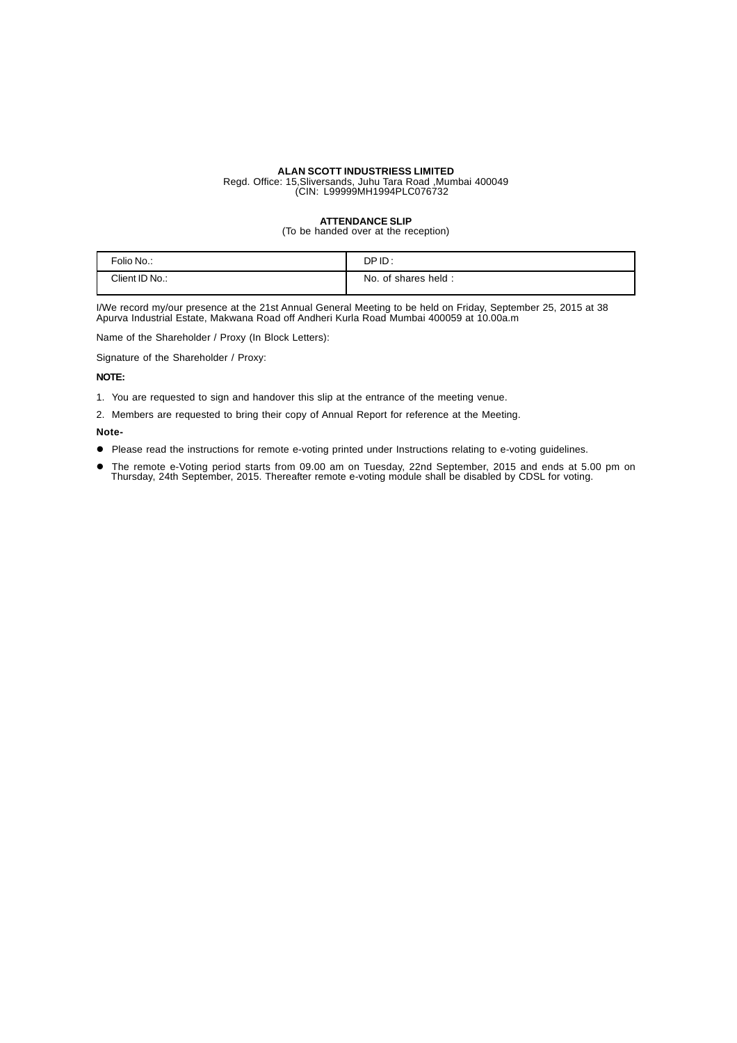**ALAN SCOTT INDUSTRIESS LIMITED**
Regd. Office: 15,Sliversands, Juhu Tara Road ,Mumbai 400049
(CIN: L99999MH1994PLC076732

**ATTENDANCE SLIP**
(To be handed over at the reception)

| Folio No.: | DP ID : |
|---|---|
| Client ID No.: | No. of shares held : |

I/We record my/our presence at the 21st Annual General Meeting to be held on Friday, September 25, 2015 at 38 Apurva Industrial Estate, Makwana Road off Andheri Kurla Road Mumbai 400059 at 10.00a.m

Name of the Shareholder / Proxy (In Block Letters):

Signature of the Shareholder / Proxy:

**NOTE:**

1. You are requested to sign and handover this slip at the entrance of the meeting venue.
2. Members are requested to bring their copy of Annual Report for reference at the Meeting.

**Note-**

- Please read the instructions for remote e-voting printed under Instructions relating to e-voting guidelines.
- The remote e-Voting period starts from 09.00 am on Tuesday, 22nd September, 2015 and ends at 5.00 pm on Thursday, 24th September, 2015. Thereafter remote e-voting module shall be disabled by CDSL for voting.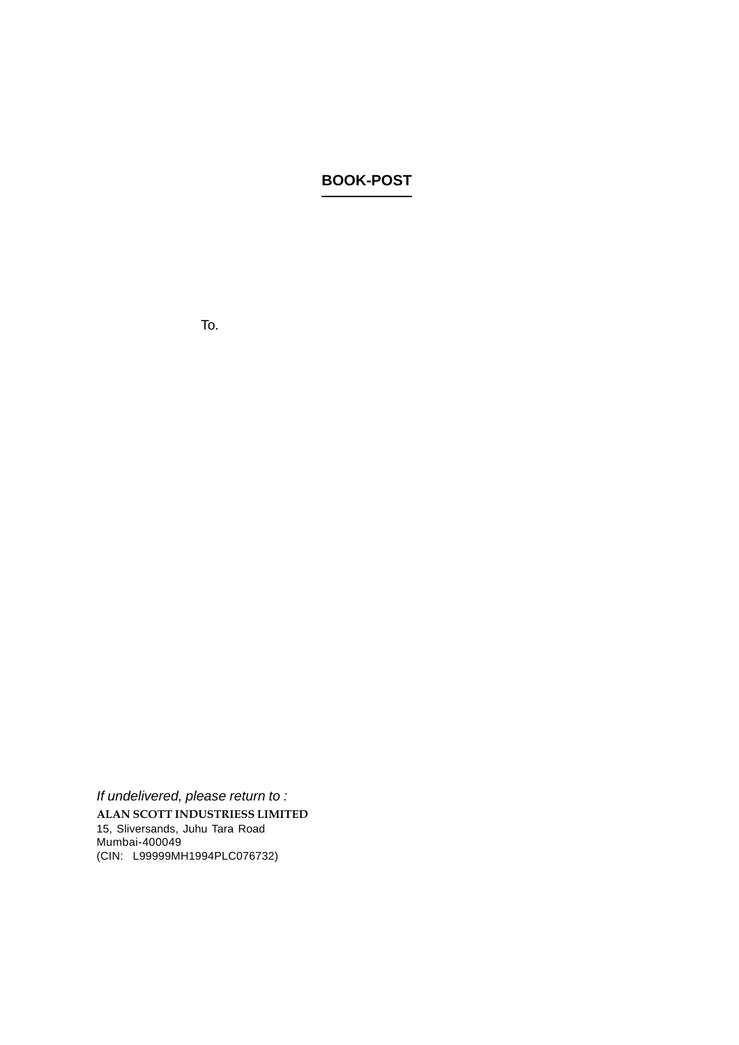**BOOK-POST**

To.

*If undelivered, please return to :*

**ALAN SCOTT INDUSTRIESS LIMITED**
15, Sliversands, Juhu Tara Road
Mumbai-400049
(CIN: L99999MH1994PLC076732)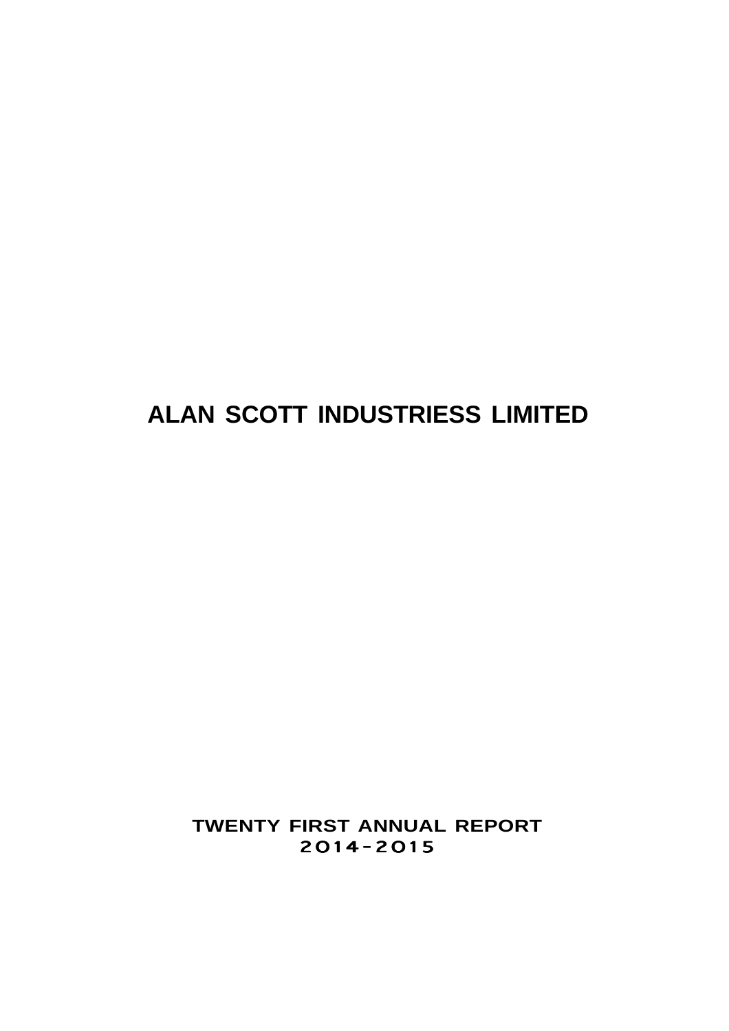# ALAN SCOTT INDUSTRIESS LIMITED

TWENTY FIRST ANNUAL REPORT
2014-2015